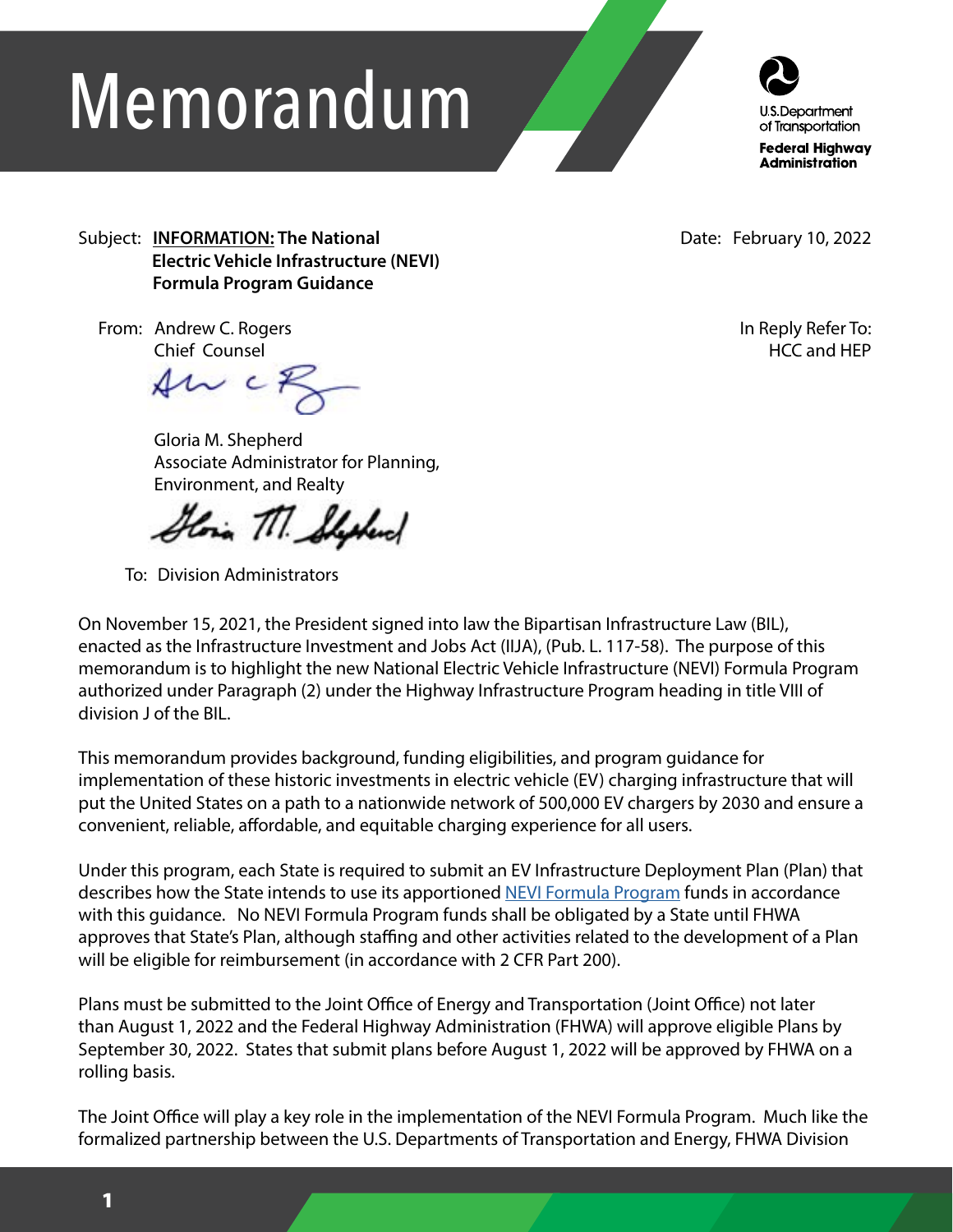# Memorandum

U.S. Department of Transportation
Federal Highway Administration

Subject: **INFORMATION: The National Electric Vehicle Infrastructure (NEVI) Formula Program Guidance**

Date: February 10, 2022

From: Andrew C. Rogers
Chief Counsel

Gloria M. Shepherd
Associate Administrator for Planning, Environment, and Realty

In Reply Refer To: HCC and HEP

To: Division Administrators

On November 15, 2021, the President signed into law the Bipartisan Infrastructure Law (BIL), enacted as the Infrastructure Investment and Jobs Act (IIJA), (Pub. L. 117-58). The purpose of this memorandum is to highlight the new National Electric Vehicle Infrastructure (NEVI) Formula Program authorized under Paragraph (2) under the Highway Infrastructure Program heading in title VIII of division J of the BIL.

This memorandum provides background, funding eligibilities, and program guidance for implementation of these historic investments in electric vehicle (EV) charging infrastructure that will put the United States on a path to a nationwide network of 500,000 EV chargers by 2030 and ensure a convenient, reliable, affordable, and equitable charging experience for all users.

Under this program, each State is required to submit an EV Infrastructure Deployment Plan (Plan) that describes how the State intends to use its apportioned NEVI Formula Program funds in accordance with this guidance. No NEVI Formula Program funds shall be obligated by a State until FHWA approves that State's Plan, although staffing and other activities related to the development of a Plan will be eligible for reimbursement (in accordance with 2 CFR Part 200).

Plans must be submitted to the Joint Office of Energy and Transportation (Joint Office) not later than August 1, 2022 and the Federal Highway Administration (FHWA) will approve eligible Plans by September 30, 2022. States that submit plans before August 1, 2022 will be approved by FHWA on a rolling basis.

The Joint Office will play a key role in the implementation of the NEVI Formula Program. Much like the formalized partnership between the U.S. Departments of Transportation and Energy, FHWA Division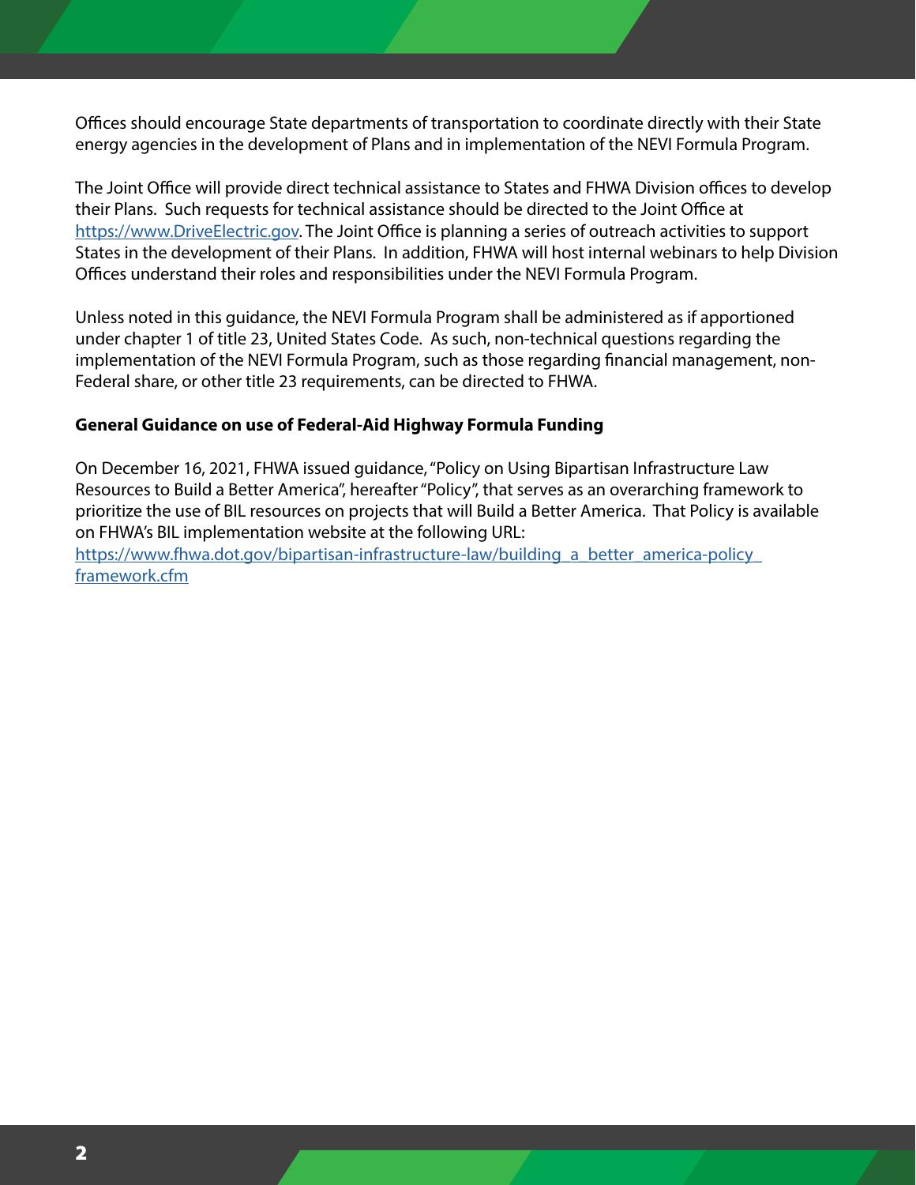Offices should encourage State departments of transportation to coordinate directly with their State energy agencies in the development of Plans and in implementation of the NEVI Formula Program.

The Joint Office will provide direct technical assistance to States and FHWA Division offices to develop their Plans. Such requests for technical assistance should be directed to the Joint Office at https://www.DriveElectric.gov. The Joint Office is planning a series of outreach activities to support States in the development of their Plans. In addition, FHWA will host internal webinars to help Division Offices understand their roles and responsibilities under the NEVI Formula Program.

Unless noted in this guidance, the NEVI Formula Program shall be administered as if apportioned under chapter 1 of title 23, United States Code. As such, non-technical questions regarding the implementation of the NEVI Formula Program, such as those regarding financial management, non-Federal share, or other title 23 requirements, can be directed to FHWA.

**General Guidance on use of Federal-Aid Highway Formula Funding**

On December 16, 2021, FHWA issued guidance, "Policy on Using Bipartisan Infrastructure Law Resources to Build a Better America", hereafter "Policy", that serves as an overarching framework to prioritize the use of BIL resources on projects that will Build a Better America. That Policy is available on FHWA's BIL implementation website at the following URL:
https://www.fhwa.dot.gov/bipartisan-infrastructure-law/building_a_better_america-policy_framework.cfm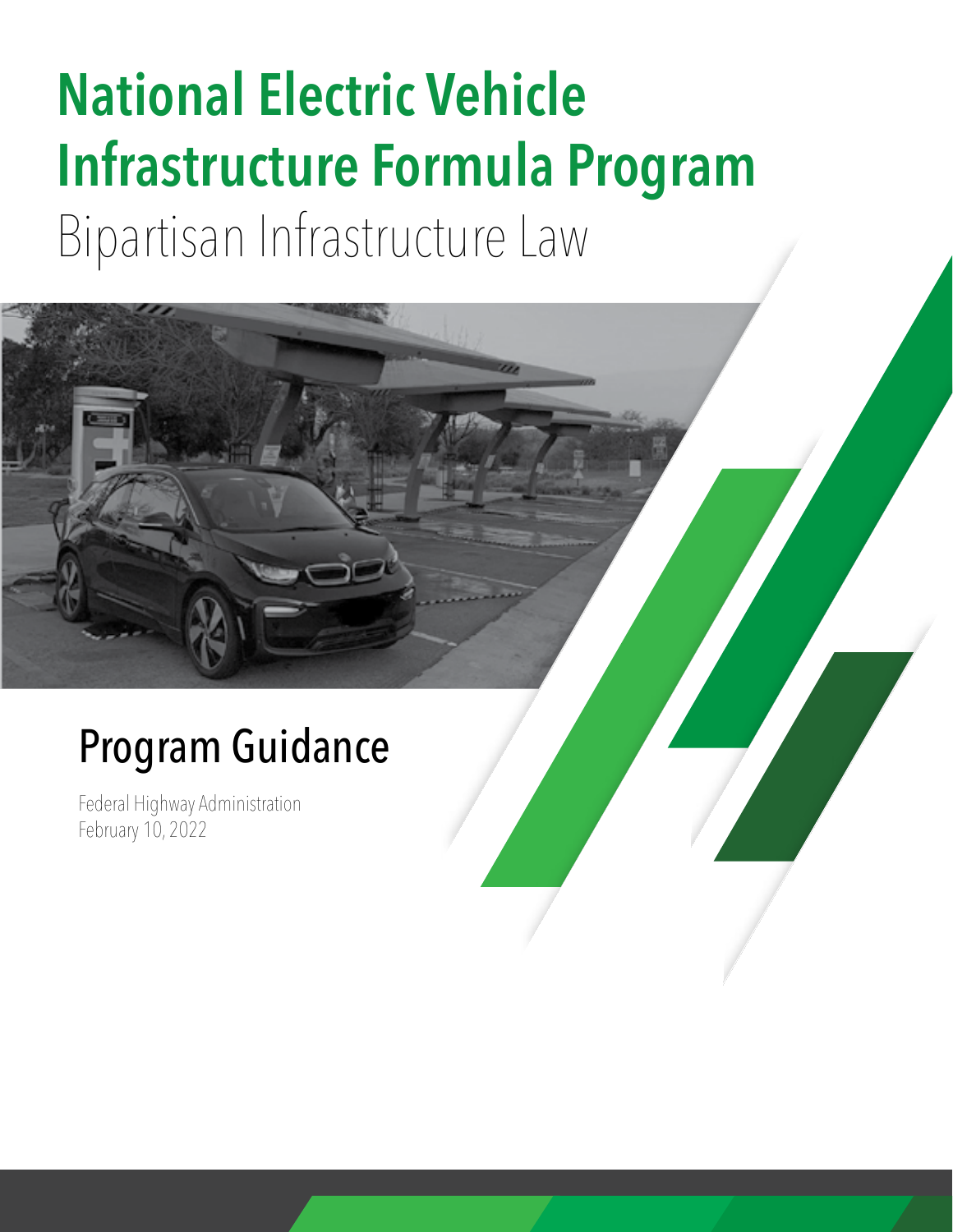# National Electric Vehicle Infrastructure Formula Program

Bipartisan Infrastructure Law

## Program Guidance

Federal Highway Administration
February 10, 2022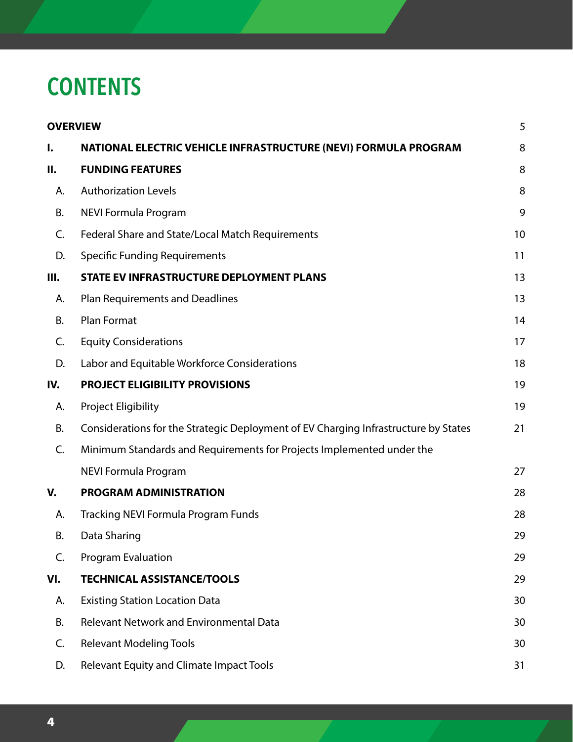# CONTENTS

| | | |
|---|---|---|
| **OVERVIEW** | | 5 |
| **I.** | **NATIONAL ELECTRIC VEHICLE INFRASTRUCTURE (NEVI) FORMULA PROGRAM** | 8 |
| **II.** | **FUNDING FEATURES** | 8 |
| A. | Authorization Levels | 8 |
| B. | NEVI Formula Program | 9 |
| C. | Federal Share and State/Local Match Requirements | 10 |
| D. | Specific Funding Requirements | 11 |
| **III.** | **STATE EV INFRASTRUCTURE DEPLOYMENT PLANS** | 13 |
| A. | Plan Requirements and Deadlines | 13 |
| B. | Plan Format | 14 |
| C. | Equity Considerations | 17 |
| D. | Labor and Equitable Workforce Considerations | 18 |
| **IV.** | **PROJECT ELIGIBILITY PROVISIONS** | 19 |
| A. | Project Eligibility | 19 |
| B. | Considerations for the Strategic Deployment of EV Charging Infrastructure by States | 21 |
| C. | Minimum Standards and Requirements for Projects Implemented under the NEVI Formula Program | 27 |
| **V.** | **PROGRAM ADMINISTRATION** | 28 |
| A. | Tracking NEVI Formula Program Funds | 28 |
| B. | Data Sharing | 29 |
| C. | Program Evaluation | 29 |
| **VI.** | **TECHNICAL ASSISTANCE/TOOLS** | 29 |
| A. | Existing Station Location Data | 30 |
| B. | Relevant Network and Environmental Data | 30 |
| C. | Relevant Modeling Tools | 30 |
| D. | Relevant Equity and Climate Impact Tools | 31 |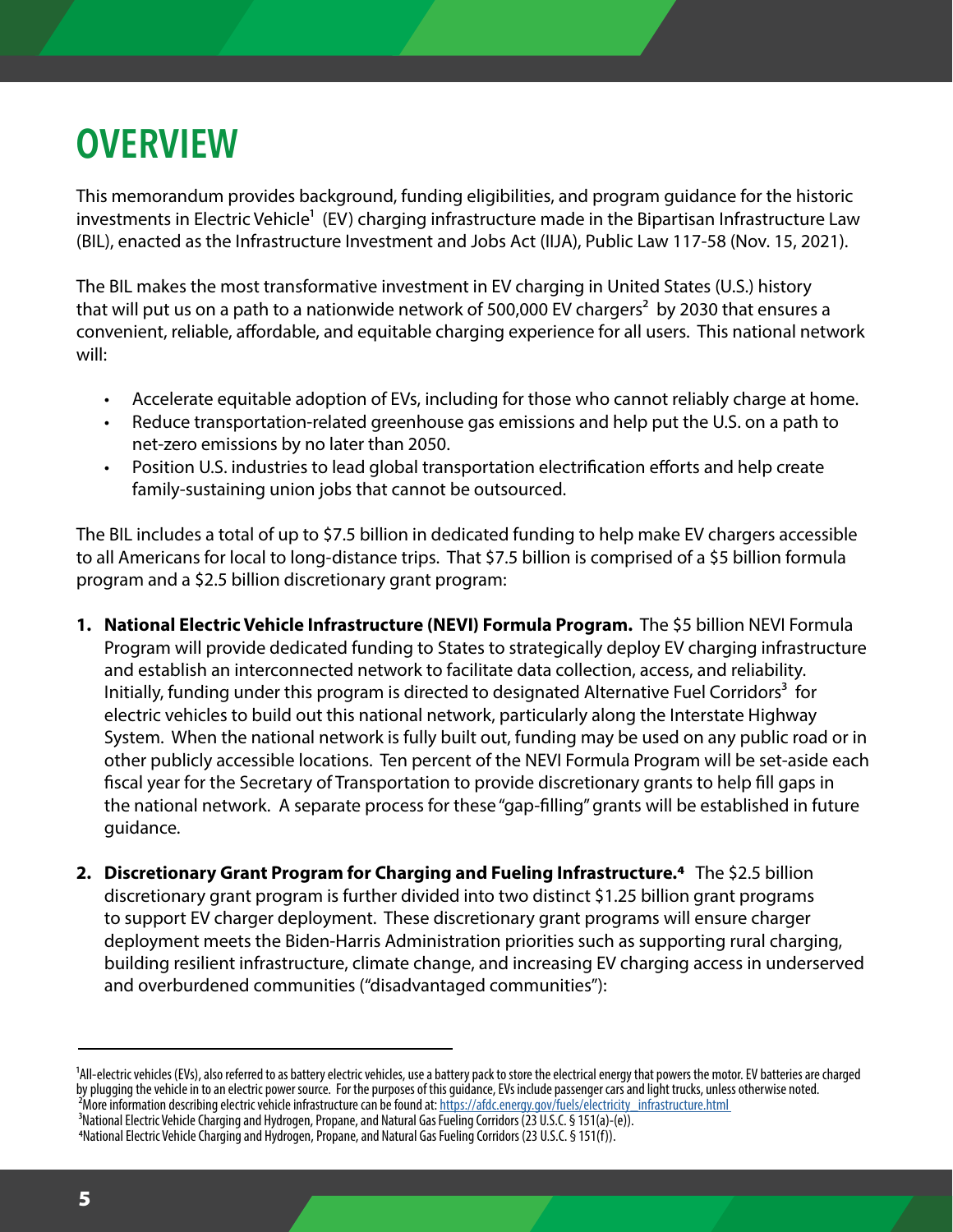# OVERVIEW

This memorandum provides background, funding eligibilities, and program guidance for the historic investments in Electric Vehicle[1] (EV) charging infrastructure made in the Bipartisan Infrastructure Law (BIL), enacted as the Infrastructure Investment and Jobs Act (IIJA), Public Law 117-58 (Nov. 15, 2021).

The BIL makes the most transformative investment in EV charging in United States (U.S.) history that will put us on a path to a nationwide network of 500,000 EV chargers[2] by 2030 that ensures a convenient, reliable, affordable, and equitable charging experience for all users. This national network will:

- Accelerate equitable adoption of EVs, including for those who cannot reliably charge at home.
- Reduce transportation-related greenhouse gas emissions and help put the U.S. on a path to net-zero emissions by no later than 2050.
- Position U.S. industries to lead global transportation electrification efforts and help create family-sustaining union jobs that cannot be outsourced.

The BIL includes a total of up to $7.5 billion in dedicated funding to help make EV chargers accessible to all Americans for local to long-distance trips. That $7.5 billion is comprised of a $5 billion formula program and a $2.5 billion discretionary grant program:

1. **National Electric Vehicle Infrastructure (NEVI) Formula Program.** The $5 billion NEVI Formula Program will provide dedicated funding to States to strategically deploy EV charging infrastructure and establish an interconnected network to facilitate data collection, access, and reliability. Initially, funding under this program is directed to designated Alternative Fuel Corridors[3] for electric vehicles to build out this national network, particularly along the Interstate Highway System. When the national network is fully built out, funding may be used on any public road or in other publicly accessible locations. Ten percent of the NEVI Formula Program will be set-aside each fiscal year for the Secretary of Transportation to provide discretionary grants to help fill gaps in the national network. A separate process for these "gap-filling" grants will be established in future guidance.

2. **Discretionary Grant Program for Charging and Fueling Infrastructure.[4]** The $2.5 billion discretionary grant program is further divided into two distinct $1.25 billion grant programs to support EV charger deployment. These discretionary grant programs will ensure charger deployment meets the Biden-Harris Administration priorities such as supporting rural charging, building resilient infrastructure, climate change, and increasing EV charging access in underserved and overburdened communities ("disadvantaged communities"):

---

[1] All-electric vehicles (EVs), also referred to as battery electric vehicles, use a battery pack to store the electrical energy that powers the motor. EV batteries are charged by plugging the vehicle in to an electric power source. For the purposes of this guidance, EVs include passenger cars and light trucks, unless otherwise noted.

[2] More information describing electric vehicle infrastructure can be found at: https://afdc.energy.gov/fuels/electricity_infrastructure.html

[3] National Electric Vehicle Charging and Hydrogen, Propane, and Natural Gas Fueling Corridors (23 U.S.C. § 151(a)-(e)).

[4] National Electric Vehicle Charging and Hydrogen, Propane, and Natural Gas Fueling Corridors (23 U.S.C. § 151(f)).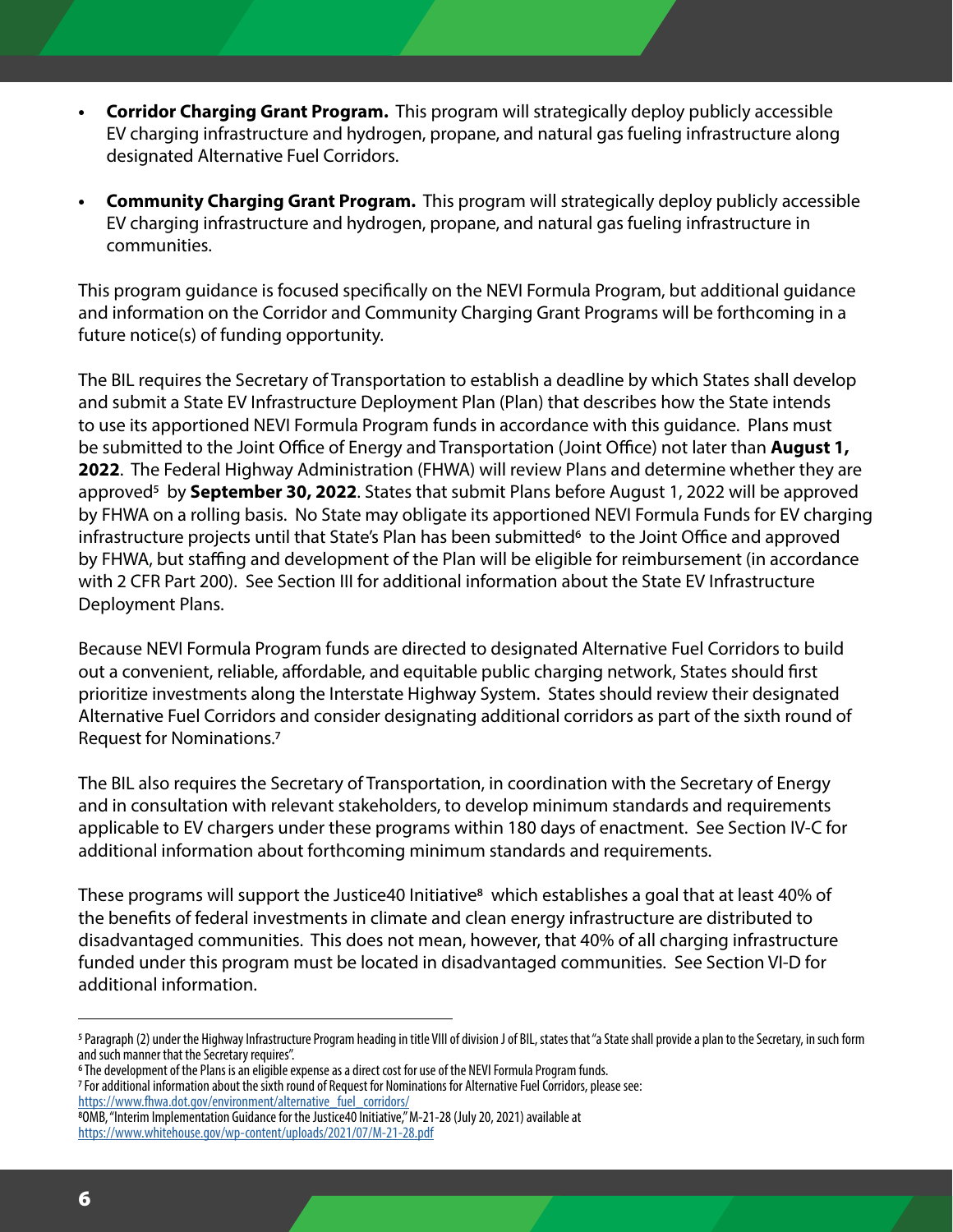- **Corridor Charging Grant Program.** This program will strategically deploy publicly accessible EV charging infrastructure and hydrogen, propane, and natural gas fueling infrastructure along designated Alternative Fuel Corridors.

- **Community Charging Grant Program.** This program will strategically deploy publicly accessible EV charging infrastructure and hydrogen, propane, and natural gas fueling infrastructure in communities.

This program guidance is focused specifically on the NEVI Formula Program, but additional guidance and information on the Corridor and Community Charging Grant Programs will be forthcoming in a future notice(s) of funding opportunity.

The BIL requires the Secretary of Transportation to establish a deadline by which States shall develop and submit a State EV Infrastructure Deployment Plan (Plan) that describes how the State intends to use its apportioned NEVI Formula Program funds in accordance with this guidance. Plans must be submitted to the Joint Office of Energy and Transportation (Joint Office) not later than **August 1, 2022**. The Federal Highway Administration (FHWA) will review Plans and determine whether they are approved[5] by **September 30, 2022**. States that submit Plans before August 1, 2022 will be approved by FHWA on a rolling basis. No State may obligate its apportioned NEVI Formula Funds for EV charging infrastructure projects until that State's Plan has been submitted[6] to the Joint Office and approved by FHWA, but staffing and development of the Plan will be eligible for reimbursement (in accordance with 2 CFR Part 200). See Section III for additional information about the State EV Infrastructure Deployment Plans.

Because NEVI Formula Program funds are directed to designated Alternative Fuel Corridors to build out a convenient, reliable, affordable, and equitable public charging network, States should first prioritize investments along the Interstate Highway System. States should review their designated Alternative Fuel Corridors and consider designating additional corridors as part of the sixth round of Request for Nominations.[7]

The BIL also requires the Secretary of Transportation, in coordination with the Secretary of Energy and in consultation with relevant stakeholders, to develop minimum standards and requirements applicable to EV chargers under these programs within 180 days of enactment. See Section IV-C for additional information about forthcoming minimum standards and requirements.

These programs will support the Justice40 Initiative[8] which establishes a goal that at least 40% of the benefits of federal investments in climate and clean energy infrastructure are distributed to disadvantaged communities. This does not mean, however, that 40% of all charging infrastructure funded under this program must be located in disadvantaged communities. See Section VI-D for additional information.

---

[5] Paragraph (2) under the Highway Infrastructure Program heading in title VIII of division J of BIL, states that "a State shall provide a plan to the Secretary, in such form and such manner that the Secretary requires".

[6] The development of the Plans is an eligible expense as a direct cost for use of the NEVI Formula Program funds.

[7] For additional information about the sixth round of Request for Nominations for Alternative Fuel Corridors, please see: https://www.fhwa.dot.gov/environment/alternative_fuel_corridors/

[8] OMB, "Interim Implementation Guidance for the Justice40 Initiative," M-21-28 (July 20, 2021) available at https://www.whitehouse.gov/wp-content/uploads/2021/07/M-21-28.pdf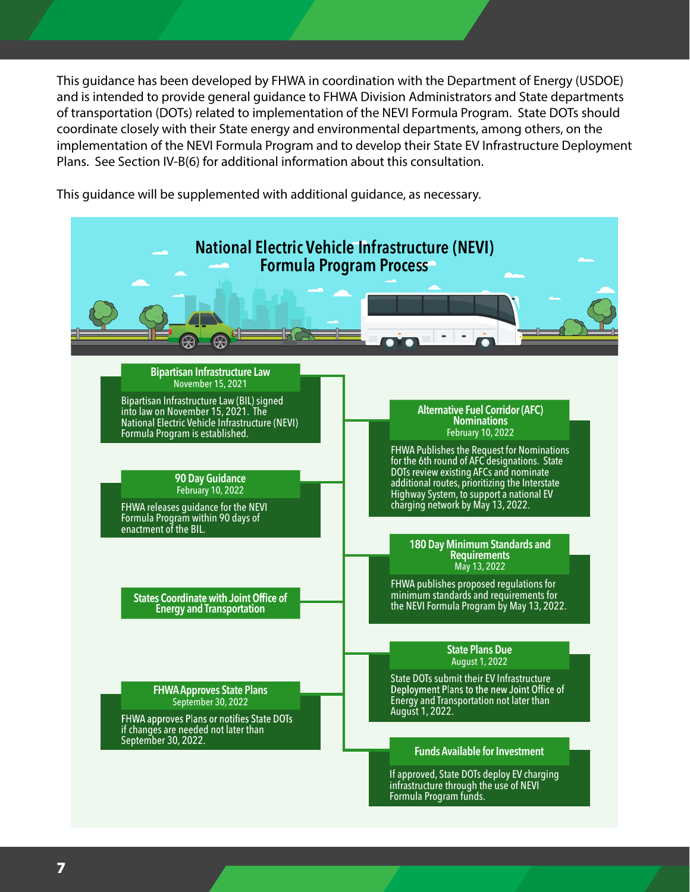This guidance has been developed by FHWA in coordination with the Department of Energy (USDOE) and is intended to provide general guidance to FHWA Division Administrators and State departments of transportation (DOTs) related to implementation of the NEVI Formula Program. State DOTs should coordinate closely with their State energy and environmental departments, among others, on the implementation of the NEVI Formula Program and to develop their State EV Infrastructure Deployment Plans. See Section IV-B(6) for additional information about this consultation.

This guidance will be supplemented with additional guidance, as necessary.

## National Electric Vehicle Infrastructure (NEVI) Formula Program Process

**Bipartisan Infrastructure Law**
November 15, 2021

Bipartisan Infrastructure Law (BIL) signed into law on November 15, 2021. The National Electric Vehicle Infrastructure (NEVI) Formula Program is established.

**Alternative Fuel Corridor (AFC) Nominations**
February 10, 2022

FHWA Publishes the Request for Nominations for the 6th round of AFC designations. State DOTs review existing AFCs and nominate additional routes, prioritizing the Interstate Highway System, to support a national EV charging network by May 13, 2022.

**90 Day Guidance**
February 10, 2022

FHWA releases guidance for the NEVI Formula Program within 90 days of enactment of the BIL.

**180 Day Minimum Standards and Requirements**
May 13, 2022

FHWA publishes proposed regulations for minimum standards and requirements for the NEVI Formula Program by May 13, 2022.

**States Coordinate with Joint Office of Energy and Transportation**

**State Plans Due**
August 1, 2022

State DOTs submit their EV Infrastructure Deployment Plans to the new Joint Office of Energy and Transportation not later than August 1, 2022.

**FHWA Approves State Plans**
September 30, 2022

FHWA approves Plans or notifies State DOTs if changes are needed not later than September 30, 2022.

**Funds Available for Investment**

If approved, State DOTs deploy EV charging infrastructure through the use of NEVI Formula Program funds.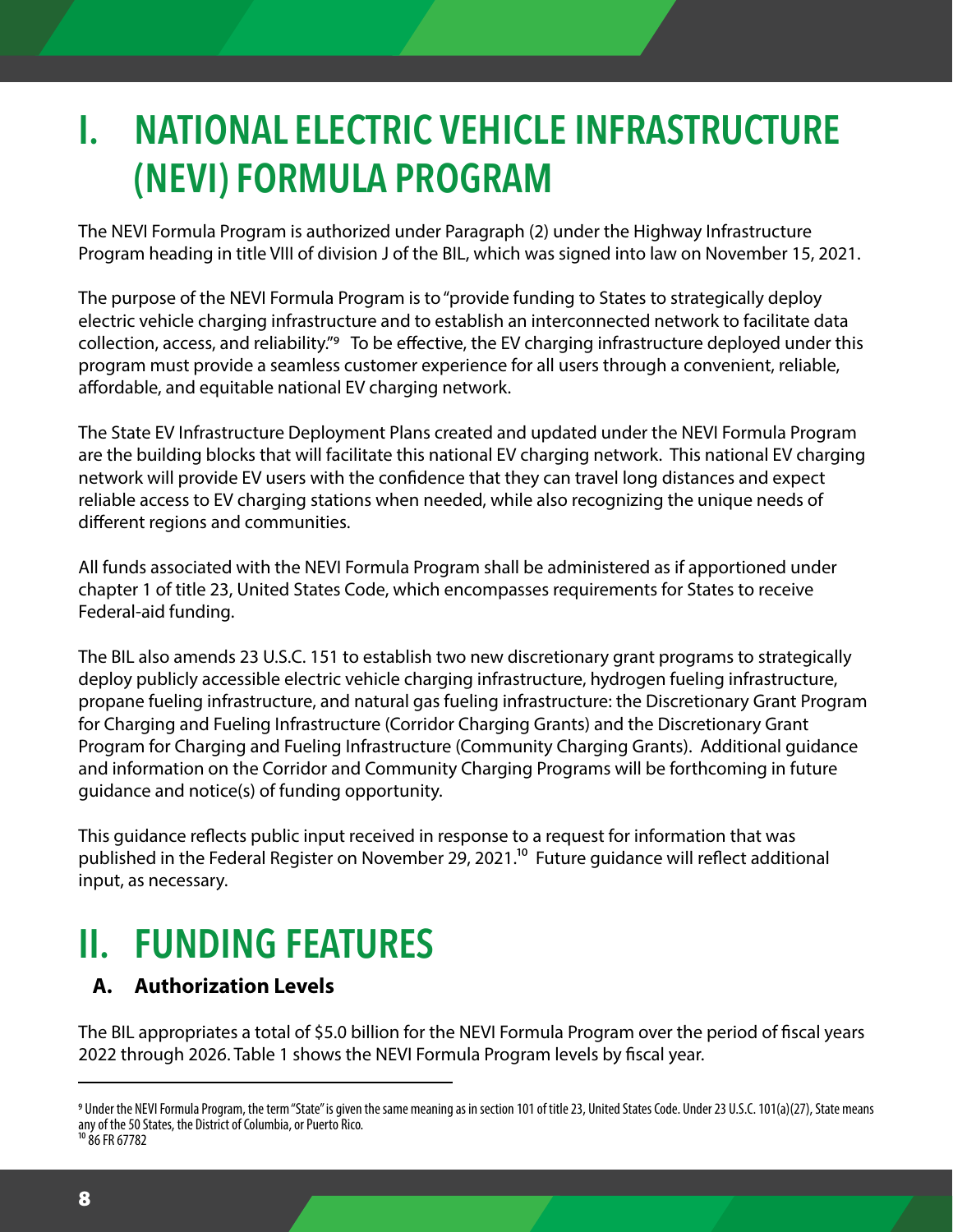# I. NATIONAL ELECTRIC VEHICLE INFRASTRUCTURE (NEVI) FORMULA PROGRAM

The NEVI Formula Program is authorized under Paragraph (2) under the Highway Infrastructure Program heading in title VIII of division J of the BIL, which was signed into law on November 15, 2021.

The purpose of the NEVI Formula Program is to "provide funding to States to strategically deploy electric vehicle charging infrastructure and to establish an interconnected network to facilitate data collection, access, and reliability."[9] To be effective, the EV charging infrastructure deployed under this program must provide a seamless customer experience for all users through a convenient, reliable, affordable, and equitable national EV charging network.

The State EV Infrastructure Deployment Plans created and updated under the NEVI Formula Program are the building blocks that will facilitate this national EV charging network. This national EV charging network will provide EV users with the confidence that they can travel long distances and expect reliable access to EV charging stations when needed, while also recognizing the unique needs of different regions and communities.

All funds associated with the NEVI Formula Program shall be administered as if apportioned under chapter 1 of title 23, United States Code, which encompasses requirements for States to receive Federal-aid funding.

The BIL also amends 23 U.S.C. 151 to establish two new discretionary grant programs to strategically deploy publicly accessible electric vehicle charging infrastructure, hydrogen fueling infrastructure, propane fueling infrastructure, and natural gas fueling infrastructure: the Discretionary Grant Program for Charging and Fueling Infrastructure (Corridor Charging Grants) and the Discretionary Grant Program for Charging and Fueling Infrastructure (Community Charging Grants). Additional guidance and information on the Corridor and Community Charging Programs will be forthcoming in future guidance and notice(s) of funding opportunity.

This guidance reflects public input received in response to a request for information that was published in the Federal Register on November 29, 2021.[10] Future guidance will reflect additional input, as necessary.

# II. FUNDING FEATURES

## A. Authorization Levels

The BIL appropriates a total of $5.0 billion for the NEVI Formula Program over the period of fiscal years 2022 through 2026. Table 1 shows the NEVI Formula Program levels by fiscal year.

---

[9] Under the NEVI Formula Program, the term "State" is given the same meaning as in section 101 of title 23, United States Code. Under 23 U.S.C. 101(a)(27), State means any of the 50 States, the District of Columbia, or Puerto Rico.

[10] 86 FR 67782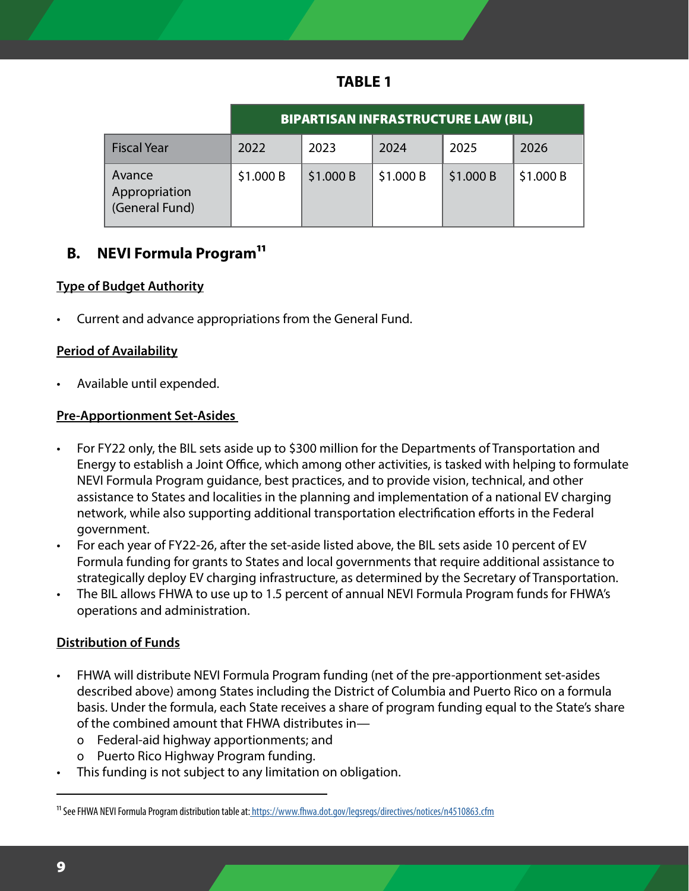**TABLE 1**

| | BIPARTISAN INFRASTRUCTURE LAW (BIL) | | | | |
|---|---|---|---|---|---|
| Fiscal Year | 2022 | 2023 | 2024 | 2025 | 2026 |
| Avance Appropriation (General Fund) | $1.000 B | $1.000 B | $1.000 B | $1.000 B | $1.000 B |

## B. NEVI Formula Program[11]

**Type of Budget Authority**

- Current and advance appropriations from the General Fund.

**Period of Availability**

- Available until expended.

**Pre-Apportionment Set-Asides**

- For FY22 only, the BIL sets aside up to $300 million for the Departments of Transportation and Energy to establish a Joint Office, which among other activities, is tasked with helping to formulate NEVI Formula Program guidance, best practices, and to provide vision, technical, and other assistance to States and localities in the planning and implementation of a national EV charging network, while also supporting additional transportation electrification efforts in the Federal government.
- For each year of FY22-26, after the set-aside listed above, the BIL sets aside 10 percent of EV Formula funding for grants to States and local governments that require additional assistance to strategically deploy EV charging infrastructure, as determined by the Secretary of Transportation.
- The BIL allows FHWA to use up to 1.5 percent of annual NEVI Formula Program funds for FHWA's operations and administration.

**Distribution of Funds**

- FHWA will distribute NEVI Formula Program funding (net of the pre-apportionment set-asides described above) among States including the District of Columbia and Puerto Rico on a formula basis. Under the formula, each State receives a share of program funding equal to the State's share of the combined amount that FHWA distributes in—
  - Federal-aid highway apportionments; and
  - Puerto Rico Highway Program funding.
- This funding is not subject to any limitation on obligation.

[11] See FHWA NEVI Formula Program distribution table at: https://www.fhwa.dot.gov/legsregs/directives/notices/n4510863.cfm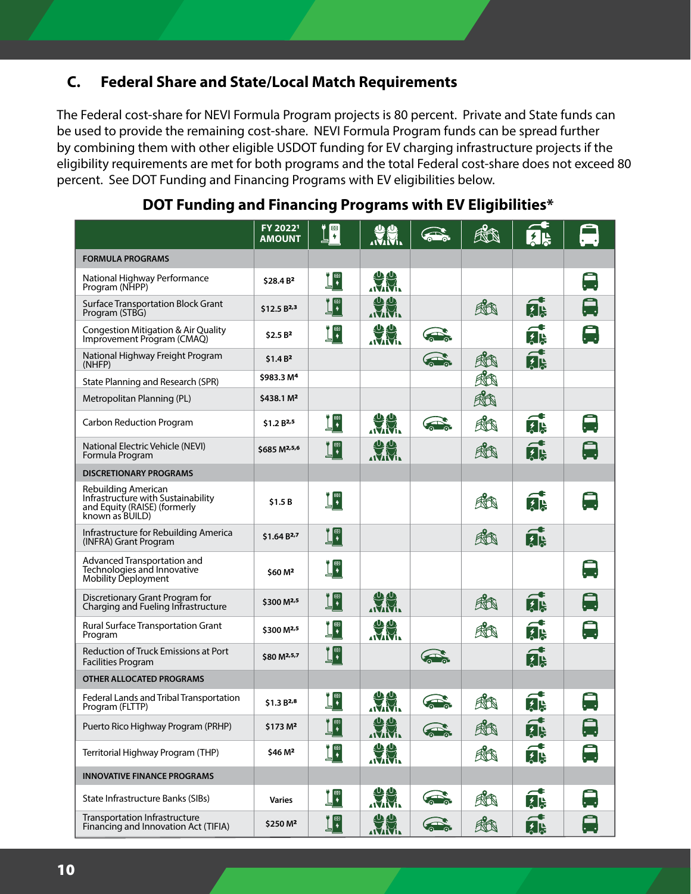## C. Federal Share and State/Local Match Requirements

The Federal cost-share for NEVI Formula Program projects is 80 percent. Private and State funds can be used to provide the remaining cost-share. NEVI Formula Program funds can be spread further by combining them with other eligible USDOT funding for EV charging infrastructure projects if the eligibility requirements are met for both programs and the total Federal cost-share does not exceed 80 percent. See DOT Funding and Financing Programs with EV eligibilities below.

### DOT Funding and Financing Programs with EV Eligibilities*

| | FY 2022[1] AMOUNT | [EV charger icon] | [Workforce icon] | [Vehicle icon] | [Planning icon] | [Freight charging icon] | [Bus icon] |
|---|---|---|---|---|---|---|---|
| **FORMULA PROGRAMS** | | | | | | | |
| National Highway Performance Program (NHPP) | $28.4 B[2] | ✓ | ✓ | | | | ✓ |
| Surface Transportation Block Grant Program (STBG) | $12.5 B[2,3] | ✓ | ✓ | | ✓ | ✓ | ✓ |
| Congestion Mitigation & Air Quality Improvement Program (CMAQ) | $2.5 B[2] | ✓ | ✓ | ✓ | | ✓ | ✓ |
| National Highway Freight Program (NHFP) | $1.4 B[2] | | | ✓ | ✓ | ✓ | |
| State Planning and Research (SPR) | $983.3 M[4] | | | | ✓ | | |
| Metropolitan Planning (PL) | $438.1 M[2] | | | | ✓ | | |
| Carbon Reduction Program | $1.2 B[2,5] | ✓ | ✓ | ✓ | ✓ | ✓ | ✓ |
| National Electric Vehicle (NEVI) Formula Program | $685 M[2,5,6] | ✓ | ✓ | | ✓ | ✓ | ✓ |
| **DISCRETIONARY PROGRAMS** | | | | | | | |
| Rebuilding American Infrastructure with Sustainability and Equity (RAISE) (formerly known as BUILD) | $1.5 B | ✓ | | | ✓ | ✓ | ✓ |
| Infrastructure for Rebuilding America (INFRA) Grant Program | $1.64 B[2,7] | ✓ | | | ✓ | ✓ | |
| Advanced Transportation and Technologies and Innovative Mobility Deployment | $60 M[2] | ✓ | | | | | ✓ |
| Discretionary Grant Program for Charging and Fueling Infrastructure | $300 M[2,5] | ✓ | ✓ | | ✓ | ✓ | ✓ |
| Rural Surface Transportation Grant Program | $300 M[2,5] | ✓ | ✓ | | ✓ | ✓ | ✓ |
| Reduction of Truck Emissions at Port Facilities Program | $80 M[2,5,7] | ✓ | | ✓ | | ✓ | |
| **OTHER ALLOCATED PROGRAMS** | | | | | | | |
| Federal Lands and Tribal Transportation Program (FLTTP) | $1.3 B[2,8] | ✓ | ✓ | ✓ | ✓ | ✓ | ✓ |
| Puerto Rico Highway Program (PRHP) | $173 M[2] | ✓ | ✓ | ✓ | ✓ | ✓ | ✓ |
| Territorial Highway Program (THP) | $46 M[2] | ✓ | ✓ | | ✓ | ✓ | ✓ |
| **INNOVATIVE FINANCE PROGRAMS** | | | | | | | |
| State Infrastructure Banks (SIBs) | Varies | ✓ | ✓ | ✓ | ✓ | ✓ | ✓ |
| Transportation Infrastructure Financing and Innovation Act (TIFIA) | $250 M[2] | ✓ | ✓ | ✓ | ✓ | ✓ | ✓ |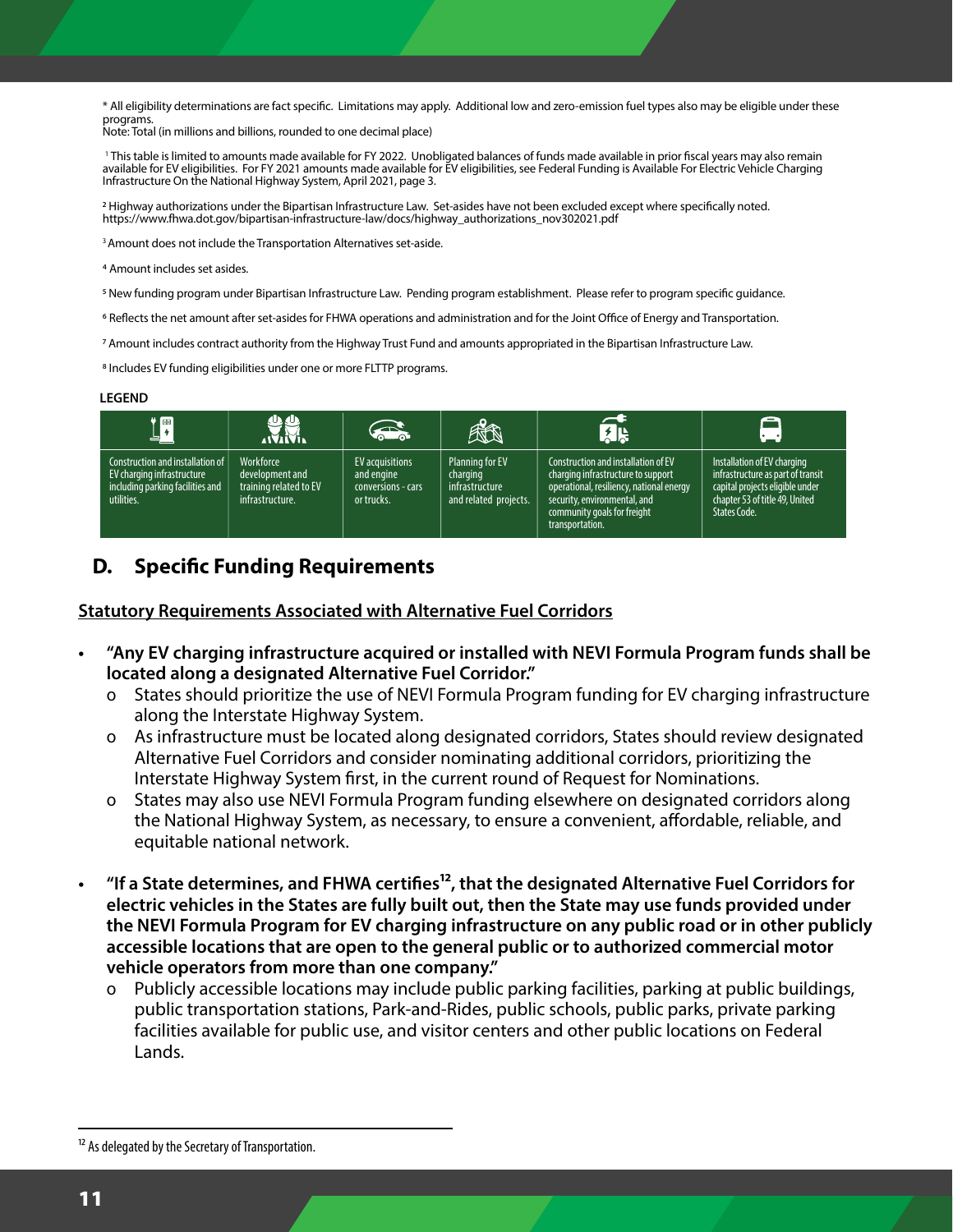* All eligibility determinations are fact specific. Limitations may apply. Additional low and zero-emission fuel types also may be eligible under these programs.
Note: Total (in millions and billions, rounded to one decimal place)

[1] This table is limited to amounts made available for FY 2022. Unobligated balances of funds made available in prior fiscal years may also remain available for EV eligibilities. For FY 2021 amounts made available for EV eligibilities, see Federal Funding is Available For Electric Vehicle Charging Infrastructure On the National Highway System, April 2021, page 3.

[2] Highway authorizations under the Bipartisan Infrastructure Law. Set-asides have not been excluded except where specifically noted. https://www.fhwa.dot.gov/bipartisan-infrastructure-law/docs/highway_authorizations_nov302021.pdf

[3] Amount does not include the Transportation Alternatives set-aside.

[4] Amount includes set asides.

[5] New funding program under Bipartisan Infrastructure Law. Pending program establishment. Please refer to program specific guidance.

[6] Reflects the net amount after set-asides for FHWA operations and administration and for the Joint Office of Energy and Transportation.

[7] Amount includes contract authority from the Highway Trust Fund and amounts appropriated in the Bipartisan Infrastructure Law.

[8] Includes EV funding eligibilities under one or more FLTTP programs.

**LEGEND**

| | | | | | |
|---|---|---|---|---|---|
| Construction and installation of EV charging infrastructure including parking facilities and utilities. | Workforce development and training related to EV infrastructure. | EV acquisitions and engine conversions - cars or trucks. | Planning for EV charging infrastructure and related projects. | Construction and installation of EV charging infrastructure to support operational, resiliency, national energy security, environmental, and community goals for freight transportation. | Installation of EV charging infrastructure as part of transit capital projects eligible under chapter 53 of title 49, United States Code. |

## D. Specific Funding Requirements

### Statutory Requirements Associated with Alternative Fuel Corridors

- **"Any EV charging infrastructure acquired or installed with NEVI Formula Program funds shall be located along a designated Alternative Fuel Corridor."**
  - States should prioritize the use of NEVI Formula Program funding for EV charging infrastructure along the Interstate Highway System.
  - As infrastructure must be located along designated corridors, States should review designated Alternative Fuel Corridors and consider nominating additional corridors, prioritizing the Interstate Highway System first, in the current round of Request for Nominations.
  - States may also use NEVI Formula Program funding elsewhere on designated corridors along the National Highway System, as necessary, to ensure a convenient, affordable, reliable, and equitable national network.

- **"If a State determines, and FHWA certifies[12], that the designated Alternative Fuel Corridors for electric vehicles in the States are fully built out, then the State may use funds provided under the NEVI Formula Program for EV charging infrastructure on any public road or in other publicly accessible locations that are open to the general public or to authorized commercial motor vehicle operators from more than one company."**
  - Publicly accessible locations may include public parking facilities, parking at public buildings, public transportation stations, Park-and-Rides, public schools, public parks, private parking facilities available for public use, and visitor centers and other public locations on Federal Lands.

---

[12] As delegated by the Secretary of Transportation.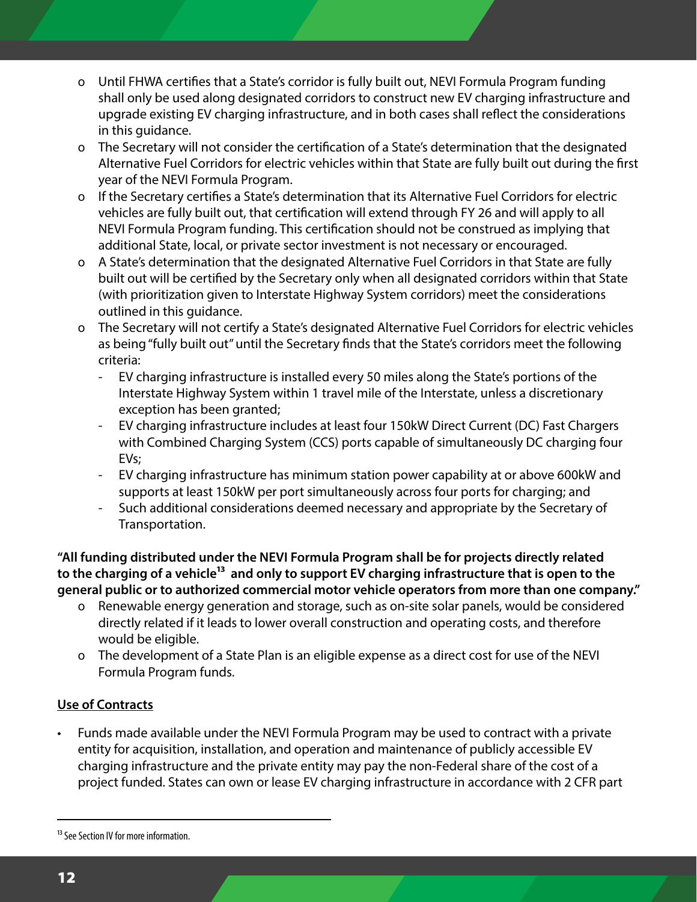- Until FHWA certifies that a State's corridor is fully built out, NEVI Formula Program funding shall only be used along designated corridors to construct new EV charging infrastructure and upgrade existing EV charging infrastructure, and in both cases shall reflect the considerations in this guidance.
- The Secretary will not consider the certification of a State's determination that the designated Alternative Fuel Corridors for electric vehicles within that State are fully built out during the first year of the NEVI Formula Program.
- If the Secretary certifies a State's determination that its Alternative Fuel Corridors for electric vehicles are fully built out, that certification will extend through FY 26 and will apply to all NEVI Formula Program funding. This certification should not be construed as implying that additional State, local, or private sector investment is not necessary or encouraged.
- A State's determination that the designated Alternative Fuel Corridors in that State are fully built out will be certified by the Secretary only when all designated corridors within that State (with prioritization given to Interstate Highway System corridors) meet the considerations outlined in this guidance.
- The Secretary will not certify a State's designated Alternative Fuel Corridors for electric vehicles as being "fully built out" until the Secretary finds that the State's corridors meet the following criteria:
  - EV charging infrastructure is installed every 50 miles along the State's portions of the Interstate Highway System within 1 travel mile of the Interstate, unless a discretionary exception has been granted;
  - EV charging infrastructure includes at least four 150kW Direct Current (DC) Fast Chargers with Combined Charging System (CCS) ports capable of simultaneously DC charging four EVs;
  - EV charging infrastructure has minimum station power capability at or above 600kW and supports at least 150kW per port simultaneously across four ports for charging; and
  - Such additional considerations deemed necessary and appropriate by the Secretary of Transportation.

**"All funding distributed under the NEVI Formula Program shall be for projects directly related to the charging of a vehicle[13] and only to support EV charging infrastructure that is open to the general public or to authorized commercial motor vehicle operators from more than one company."**

- Renewable energy generation and storage, such as on-site solar panels, would be considered directly related if it leads to lower overall construction and operating costs, and therefore would be eligible.
- The development of a State Plan is an eligible expense as a direct cost for use of the NEVI Formula Program funds.

**Use of Contracts**

- Funds made available under the NEVI Formula Program may be used to contract with a private entity for acquisition, installation, and operation and maintenance of publicly accessible EV charging infrastructure and the private entity may pay the non-Federal share of the cost of a project funded. States can own or lease EV charging infrastructure in accordance with 2 CFR part

[13] See Section IV for more information.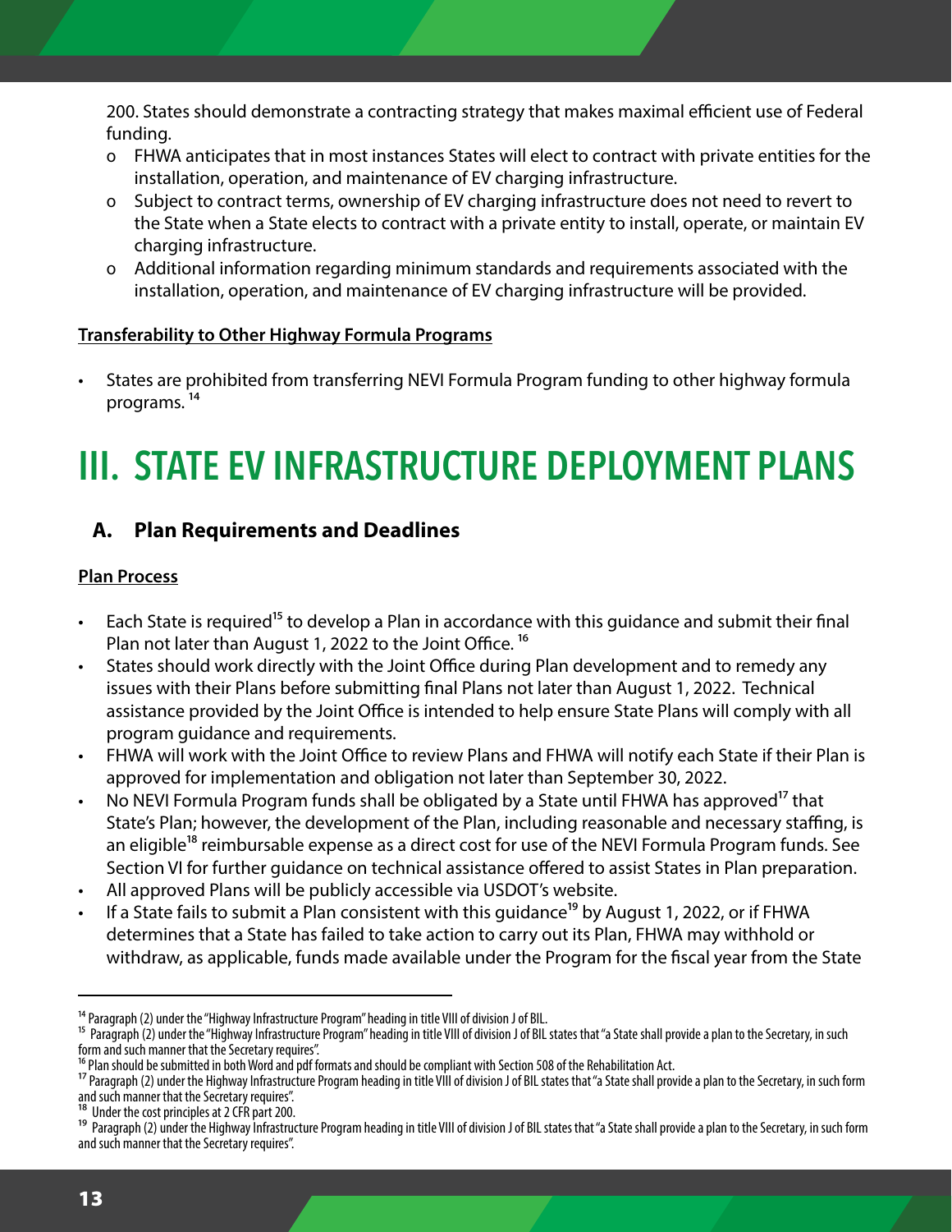200. States should demonstrate a contracting strategy that makes maximal efficient use of Federal funding.
  - o FHWA anticipates that in most instances States will elect to contract with private entities for the installation, operation, and maintenance of EV charging infrastructure.
  - o Subject to contract terms, ownership of EV charging infrastructure does not need to revert to the State when a State elects to contract with a private entity to install, operate, or maintain EV charging infrastructure.
  - o Additional information regarding minimum standards and requirements associated with the installation, operation, and maintenance of EV charging infrastructure will be provided.

**Transferability to Other Highway Formula Programs**

- States are prohibited from transferring NEVI Formula Program funding to other highway formula programs. [14]

# III. STATE EV INFRASTRUCTURE DEPLOYMENT PLANS

## A. Plan Requirements and Deadlines

**Plan Process**

- Each State is required[15] to develop a Plan in accordance with this guidance and submit their final Plan not later than August 1, 2022 to the Joint Office. [16]
- States should work directly with the Joint Office during Plan development and to remedy any issues with their Plans before submitting final Plans not later than August 1, 2022. Technical assistance provided by the Joint Office is intended to help ensure State Plans will comply with all program guidance and requirements.
- FHWA will work with the Joint Office to review Plans and FHWA will notify each State if their Plan is approved for implementation and obligation not later than September 30, 2022.
- No NEVI Formula Program funds shall be obligated by a State until FHWA has approved[17] that State's Plan; however, the development of the Plan, including reasonable and necessary staffing, is an eligible[18] reimbursable expense as a direct cost for use of the NEVI Formula Program funds. See Section VI for further guidance on technical assistance offered to assist States in Plan preparation.
- All approved Plans will be publicly accessible via USDOT's website.
- If a State fails to submit a Plan consistent with this guidance[19] by August 1, 2022, or if FHWA determines that a State has failed to take action to carry out its Plan, FHWA may withhold or withdraw, as applicable, funds made available under the Program for the fiscal year from the State

---

[14] Paragraph (2) under the "Highway Infrastructure Program" heading in title VIII of division J of BIL.

[15] Paragraph (2) under the "Highway Infrastructure Program" heading in title VIII of division J of BIL states that "a State shall provide a plan to the Secretary, in such form and such manner that the Secretary requires".

[16] Plan should be submitted in both Word and pdf formats and should be compliant with Section 508 of the Rehabilitation Act.

[17] Paragraph (2) under the Highway Infrastructure Program heading in title VIII of division J of BIL states that "a State shall provide a plan to the Secretary, in such form and such manner that the Secretary requires".

[18] Under the cost principles at 2 CFR part 200.

[19] Paragraph (2) under the Highway Infrastructure Program heading in title VIII of division J of BIL states that "a State shall provide a plan to the Secretary, in such form and such manner that the Secretary requires".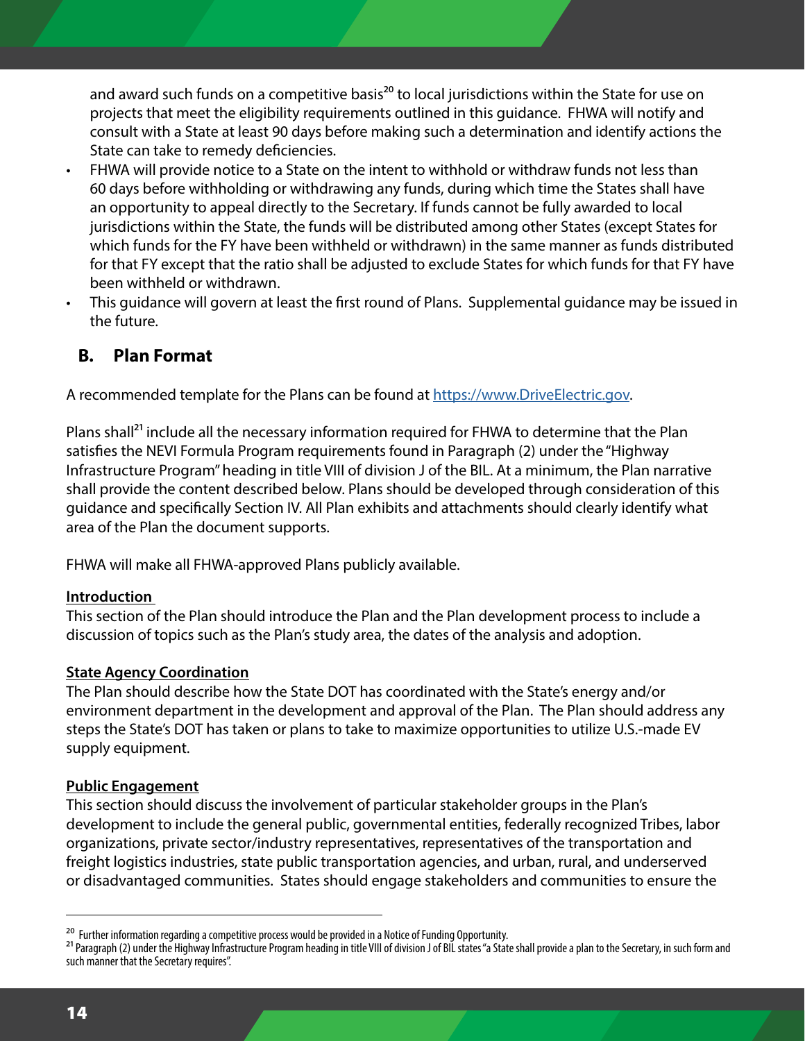and award such funds on a competitive basis[20] to local jurisdictions within the State for use on projects that meet the eligibility requirements outlined in this guidance. FHWA will notify and consult with a State at least 90 days before making such a determination and identify actions the State can take to remedy deficiencies.

- FHWA will provide notice to a State on the intent to withhold or withdraw funds not less than 60 days before withholding or withdrawing any funds, during which time the States shall have an opportunity to appeal directly to the Secretary. If funds cannot be fully awarded to local jurisdictions within the State, the funds will be distributed among other States (except States for which funds for the FY have been withheld or withdrawn) in the same manner as funds distributed for that FY except that the ratio shall be adjusted to exclude States for which funds for that FY have been withheld or withdrawn.
- This guidance will govern at least the first round of Plans. Supplemental guidance may be issued in the future.

## B. Plan Format

A recommended template for the Plans can be found at https://www.DriveElectric.gov.

Plans shall[21] include all the necessary information required for FHWA to determine that the Plan satisfies the NEVI Formula Program requirements found in Paragraph (2) under the "Highway Infrastructure Program" heading in title VIII of division J of the BIL. At a minimum, the Plan narrative shall provide the content described below. Plans should be developed through consideration of this guidance and specifically Section IV. All Plan exhibits and attachments should clearly identify what area of the Plan the document supports.

FHWA will make all FHWA-approved Plans publicly available.

**Introduction**

This section of the Plan should introduce the Plan and the Plan development process to include a discussion of topics such as the Plan's study area, the dates of the analysis and adoption.

**State Agency Coordination**

The Plan should describe how the State DOT has coordinated with the State's energy and/or environment department in the development and approval of the Plan. The Plan should address any steps the State's DOT has taken or plans to take to maximize opportunities to utilize U.S.-made EV supply equipment.

**Public Engagement**

This section should discuss the involvement of particular stakeholder groups in the Plan's development to include the general public, governmental entities, federally recognized Tribes, labor organizations, private sector/industry representatives, representatives of the transportation and freight logistics industries, state public transportation agencies, and urban, rural, and underserved or disadvantaged communities. States should engage stakeholders and communities to ensure the

---

[20] Further information regarding a competitive process would be provided in a Notice of Funding Opportunity.

[21] Paragraph (2) under the Highway Infrastructure Program heading in title VIII of division J of BIL states "a State shall provide a plan to the Secretary, in such form and such manner that the Secretary requires".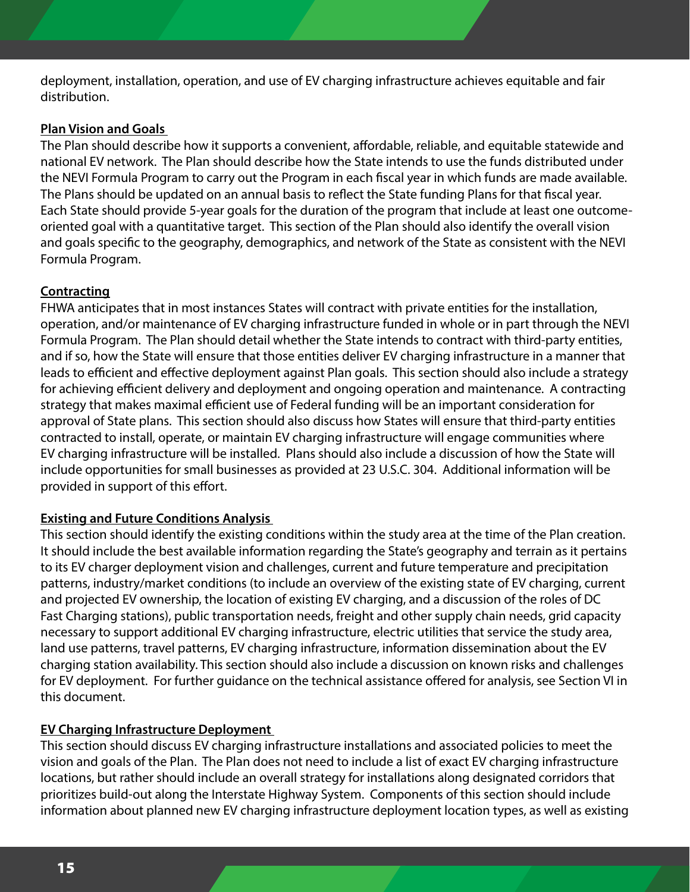deployment, installation, operation, and use of EV charging infrastructure achieves equitable and fair distribution.

### Plan Vision and Goals

The Plan should describe how it supports a convenient, affordable, reliable, and equitable statewide and national EV network. The Plan should describe how the State intends to use the funds distributed under the NEVI Formula Program to carry out the Program in each fiscal year in which funds are made available. The Plans should be updated on an annual basis to reflect the State funding Plans for that fiscal year. Each State should provide 5-year goals for the duration of the program that include at least one outcome-oriented goal with a quantitative target. This section of the Plan should also identify the overall vision and goals specific to the geography, demographics, and network of the State as consistent with the NEVI Formula Program.

### Contracting

FHWA anticipates that in most instances States will contract with private entities for the installation, operation, and/or maintenance of EV charging infrastructure funded in whole or in part through the NEVI Formula Program. The Plan should detail whether the State intends to contract with third-party entities, and if so, how the State will ensure that those entities deliver EV charging infrastructure in a manner that leads to efficient and effective deployment against Plan goals. This section should also include a strategy for achieving efficient delivery and deployment and ongoing operation and maintenance. A contracting strategy that makes maximal efficient use of Federal funding will be an important consideration for approval of State plans. This section should also discuss how States will ensure that third-party entities contracted to install, operate, or maintain EV charging infrastructure will engage communities where EV charging infrastructure will be installed. Plans should also include a discussion of how the State will include opportunities for small businesses as provided at 23 U.S.C. 304. Additional information will be provided in support of this effort.

### Existing and Future Conditions Analysis

This section should identify the existing conditions within the study area at the time of the Plan creation. It should include the best available information regarding the State's geography and terrain as it pertains to its EV charger deployment vision and challenges, current and future temperature and precipitation patterns, industry/market conditions (to include an overview of the existing state of EV charging, current and projected EV ownership, the location of existing EV charging, and a discussion of the roles of DC Fast Charging stations), public transportation needs, freight and other supply chain needs, grid capacity necessary to support additional EV charging infrastructure, electric utilities that service the study area, land use patterns, travel patterns, EV charging infrastructure, information dissemination about the EV charging station availability. This section should also include a discussion on known risks and challenges for EV deployment. For further guidance on the technical assistance offered for analysis, see Section VI in this document.

### EV Charging Infrastructure Deployment

This section should discuss EV charging infrastructure installations and associated policies to meet the vision and goals of the Plan. The Plan does not need to include a list of exact EV charging infrastructure locations, but rather should include an overall strategy for installations along designated corridors that prioritizes build-out along the Interstate Highway System. Components of this section should include information about planned new EV charging infrastructure deployment location types, as well as existing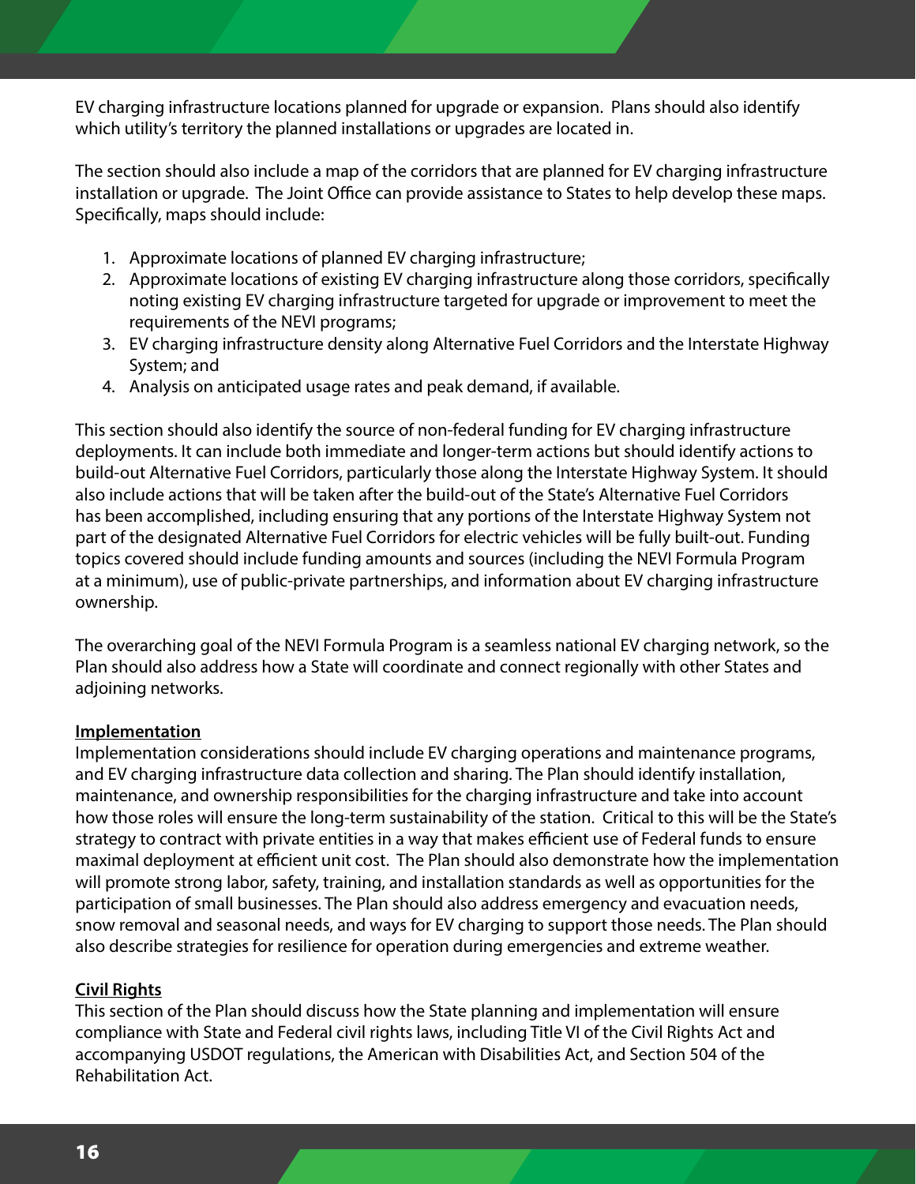EV charging infrastructure locations planned for upgrade or expansion. Plans should also identify which utility's territory the planned installations or upgrades are located in.

The section should also include a map of the corridors that are planned for EV charging infrastructure installation or upgrade. The Joint Office can provide assistance to States to help develop these maps. Specifically, maps should include:

1. Approximate locations of planned EV charging infrastructure;
2. Approximate locations of existing EV charging infrastructure along those corridors, specifically noting existing EV charging infrastructure targeted for upgrade or improvement to meet the requirements of the NEVI programs;
3. EV charging infrastructure density along Alternative Fuel Corridors and the Interstate Highway System; and
4. Analysis on anticipated usage rates and peak demand, if available.

This section should also identify the source of non-federal funding for EV charging infrastructure deployments. It can include both immediate and longer-term actions but should identify actions to build-out Alternative Fuel Corridors, particularly those along the Interstate Highway System. It should also include actions that will be taken after the build-out of the State's Alternative Fuel Corridors has been accomplished, including ensuring that any portions of the Interstate Highway System not part of the designated Alternative Fuel Corridors for electric vehicles will be fully built-out. Funding topics covered should include funding amounts and sources (including the NEVI Formula Program at a minimum), use of public-private partnerships, and information about EV charging infrastructure ownership.

The overarching goal of the NEVI Formula Program is a seamless national EV charging network, so the Plan should also address how a State will coordinate and connect regionally with other States and adjoining networks.

**Implementation**

Implementation considerations should include EV charging operations and maintenance programs, and EV charging infrastructure data collection and sharing. The Plan should identify installation, maintenance, and ownership responsibilities for the charging infrastructure and take into account how those roles will ensure the long-term sustainability of the station. Critical to this will be the State's strategy to contract with private entities in a way that makes efficient use of Federal funds to ensure maximal deployment at efficient unit cost. The Plan should also demonstrate how the implementation will promote strong labor, safety, training, and installation standards as well as opportunities for the participation of small businesses. The Plan should also address emergency and evacuation needs, snow removal and seasonal needs, and ways for EV charging to support those needs. The Plan should also describe strategies for resilience for operation during emergencies and extreme weather.

**Civil Rights**

This section of the Plan should discuss how the State planning and implementation will ensure compliance with State and Federal civil rights laws, including Title VI of the Civil Rights Act and accompanying USDOT regulations, the American with Disabilities Act, and Section 504 of the Rehabilitation Act.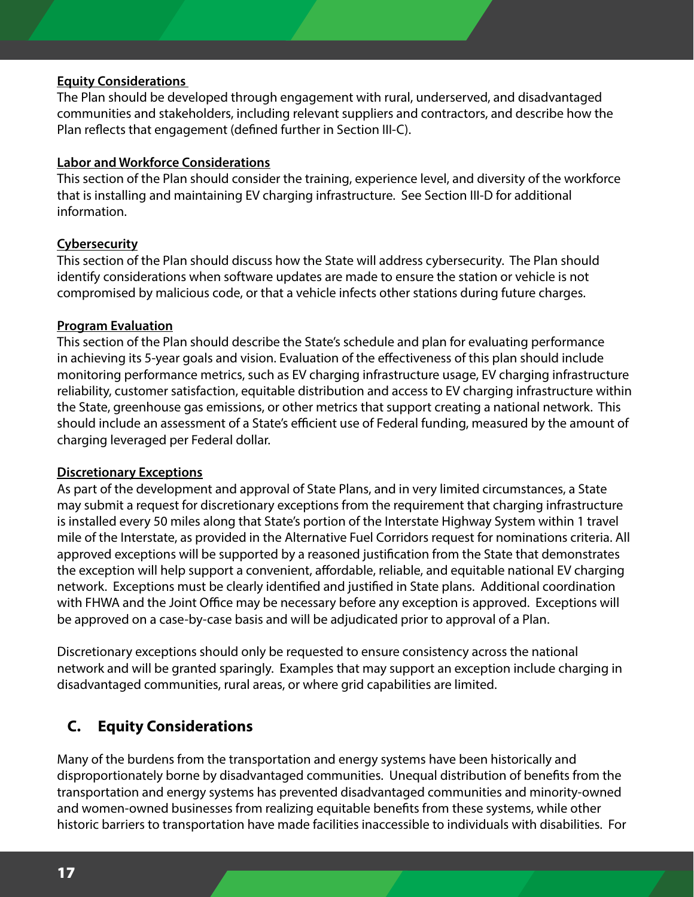**Equity Considerations**

The Plan should be developed through engagement with rural, underserved, and disadvantaged communities and stakeholders, including relevant suppliers and contractors, and describe how the Plan reflects that engagement (defined further in Section III-C).

**Labor and Workforce Considerations**

This section of the Plan should consider the training, experience level, and diversity of the workforce that is installing and maintaining EV charging infrastructure. See Section III-D for additional information.

**Cybersecurity**

This section of the Plan should discuss how the State will address cybersecurity. The Plan should identify considerations when software updates are made to ensure the station or vehicle is not compromised by malicious code, or that a vehicle infects other stations during future charges.

**Program Evaluation**

This section of the Plan should describe the State's schedule and plan for evaluating performance in achieving its 5-year goals and vision. Evaluation of the effectiveness of this plan should include monitoring performance metrics, such as EV charging infrastructure usage, EV charging infrastructure reliability, customer satisfaction, equitable distribution and access to EV charging infrastructure within the State, greenhouse gas emissions, or other metrics that support creating a national network. This should include an assessment of a State's efficient use of Federal funding, measured by the amount of charging leveraged per Federal dollar.

**Discretionary Exceptions**

As part of the development and approval of State Plans, and in very limited circumstances, a State may submit a request for discretionary exceptions from the requirement that charging infrastructure is installed every 50 miles along that State's portion of the Interstate Highway System within 1 travel mile of the Interstate, as provided in the Alternative Fuel Corridors request for nominations criteria. All approved exceptions will be supported by a reasoned justification from the State that demonstrates the exception will help support a convenient, affordable, reliable, and equitable national EV charging network. Exceptions must be clearly identified and justified in State plans. Additional coordination with FHWA and the Joint Office may be necessary before any exception is approved. Exceptions will be approved on a case-by-case basis and will be adjudicated prior to approval of a Plan.

Discretionary exceptions should only be requested to ensure consistency across the national network and will be granted sparingly. Examples that may support an exception include charging in disadvantaged communities, rural areas, or where grid capabilities are limited.

## C. Equity Considerations

Many of the burdens from the transportation and energy systems have been historically and disproportionately borne by disadvantaged communities. Unequal distribution of benefits from the transportation and energy systems has prevented disadvantaged communities and minority-owned and women-owned businesses from realizing equitable benefits from these systems, while other historic barriers to transportation have made facilities inaccessible to individuals with disabilities. For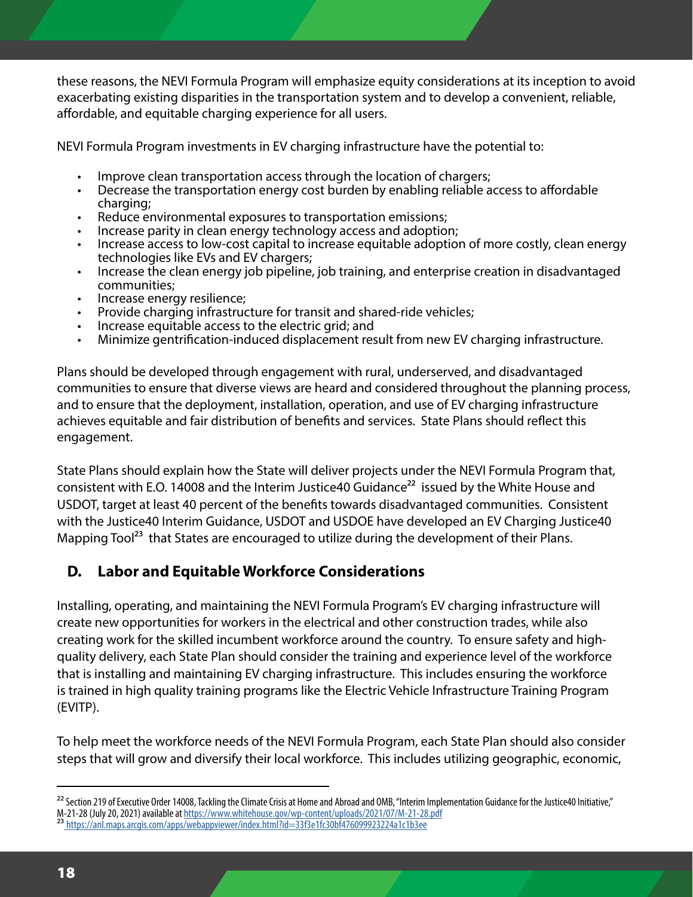these reasons, the NEVI Formula Program will emphasize equity considerations at its inception to avoid exacerbating existing disparities in the transportation system and to develop a convenient, reliable, affordable, and equitable charging experience for all users.

NEVI Formula Program investments in EV charging infrastructure have the potential to:

- Improve clean transportation access through the location of chargers;
- Decrease the transportation energy cost burden by enabling reliable access to affordable charging;
- Reduce environmental exposures to transportation emissions;
- Increase parity in clean energy technology access and adoption;
- Increase access to low-cost capital to increase equitable adoption of more costly, clean energy technologies like EVs and EV chargers;
- Increase the clean energy job pipeline, job training, and enterprise creation in disadvantaged communities;
- Increase energy resilience;
- Provide charging infrastructure for transit and shared-ride vehicles;
- Increase equitable access to the electric grid; and
- Minimize gentrification-induced displacement result from new EV charging infrastructure.

Plans should be developed through engagement with rural, underserved, and disadvantaged communities to ensure that diverse views are heard and considered throughout the planning process, and to ensure that the deployment, installation, operation, and use of EV charging infrastructure achieves equitable and fair distribution of benefits and services. State Plans should reflect this engagement.

State Plans should explain how the State will deliver projects under the NEVI Formula Program that, consistent with E.O. 14008 and the Interim Justice40 Guidance[22] issued by the White House and USDOT, target at least 40 percent of the benefits towards disadvantaged communities. Consistent with the Justice40 Interim Guidance, USDOT and USDOE have developed an EV Charging Justice40 Mapping Tool[23] that States are encouraged to utilize during the development of their Plans.

## D. Labor and Equitable Workforce Considerations

Installing, operating, and maintaining the NEVI Formula Program's EV charging infrastructure will create new opportunities for workers in the electrical and other construction trades, while also creating work for the skilled incumbent workforce around the country. To ensure safety and high-quality delivery, each State Plan should consider the training and experience level of the workforce that is installing and maintaining EV charging infrastructure. This includes ensuring the workforce is trained in high quality training programs like the Electric Vehicle Infrastructure Training Program (EVITP).

To help meet the workforce needs of the NEVI Formula Program, each State Plan should also consider steps that will grow and diversify their local workforce. This includes utilizing geographic, economic,

---

[22] Section 219 of Executive Order 14008, Tackling the Climate Crisis at Home and Abroad and OMB, "Interim Implementation Guidance for the Justice40 Initiative," M-21-28 (July 20, 2021) available at https://www.whitehouse.gov/wp-content/uploads/2021/07/M-21-28.pdf

[23] https://anl.maps.arcgis.com/apps/webappviewer/index.html?id=33f3e1fc30bf476099923224a1c1b3ee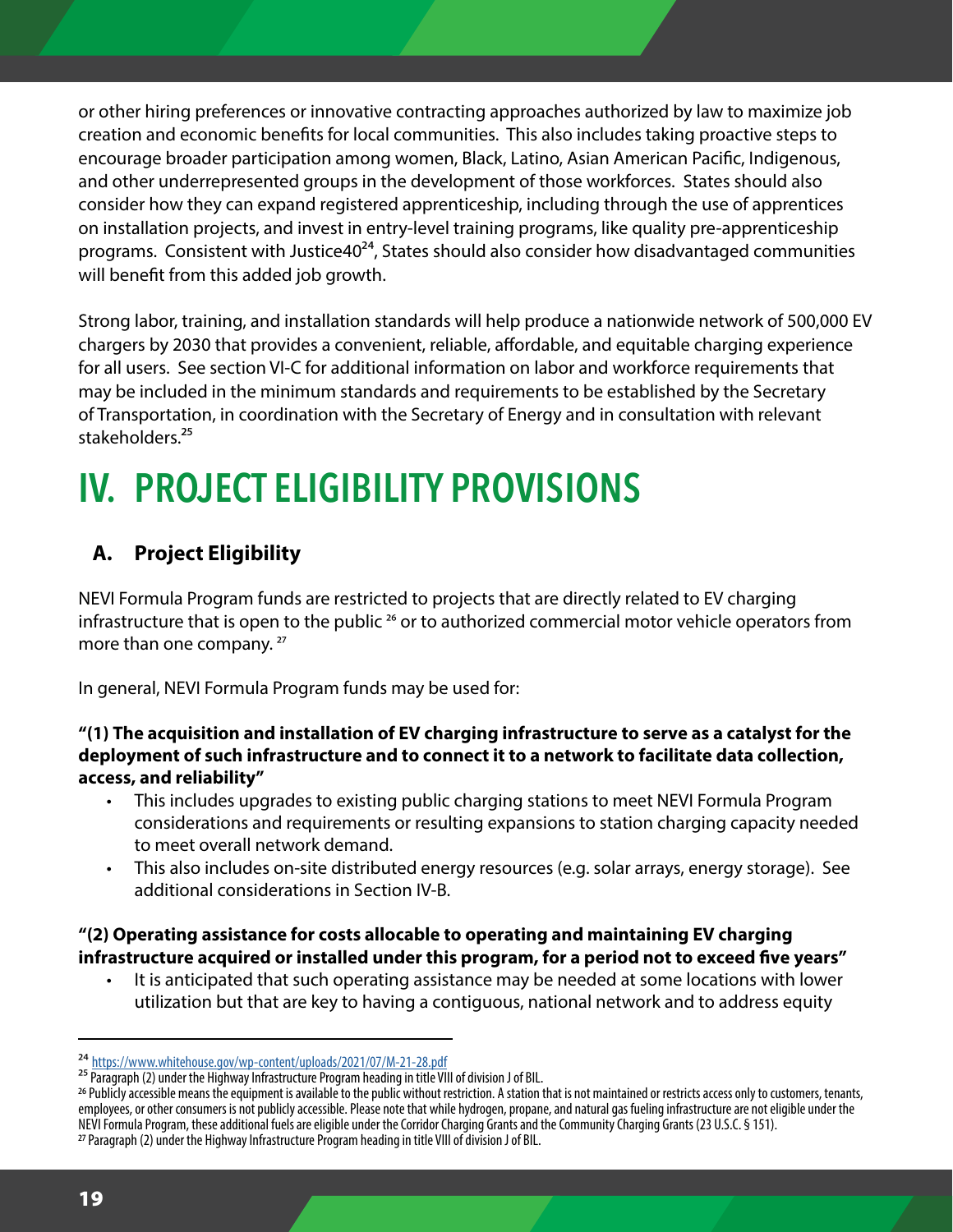or other hiring preferences or innovative contracting approaches authorized by law to maximize job creation and economic benefits for local communities. This also includes taking proactive steps to encourage broader participation among women, Black, Latino, Asian American Pacific, Indigenous, and other underrepresented groups in the development of those workforces. States should also consider how they can expand registered apprenticeship, including through the use of apprentices on installation projects, and invest in entry-level training programs, like quality pre-apprenticeship programs. Consistent with Justice40[24], States should also consider how disadvantaged communities will benefit from this added job growth.

Strong labor, training, and installation standards will help produce a nationwide network of 500,000 EV chargers by 2030 that provides a convenient, reliable, affordable, and equitable charging experience for all users. See section VI-C for additional information on labor and workforce requirements that may be included in the minimum standards and requirements to be established by the Secretary of Transportation, in coordination with the Secretary of Energy and in consultation with relevant stakeholders.[25]

# IV. PROJECT ELIGIBILITY PROVISIONS

## A. Project Eligibility

NEVI Formula Program funds are restricted to projects that are directly related to EV charging infrastructure that is open to the public [26] or to authorized commercial motor vehicle operators from more than one company. [27]

In general, NEVI Formula Program funds may be used for:

**"(1) The acquisition and installation of EV charging infrastructure to serve as a catalyst for the deployment of such infrastructure and to connect it to a network to facilitate data collection, access, and reliability"**

- This includes upgrades to existing public charging stations to meet NEVI Formula Program considerations and requirements or resulting expansions to station charging capacity needed to meet overall network demand.
- This also includes on-site distributed energy resources (e.g. solar arrays, energy storage). See additional considerations in Section IV-B.

**"(2) Operating assistance for costs allocable to operating and maintaining EV charging infrastructure acquired or installed under this program, for a period not to exceed five years"**

- It is anticipated that such operating assistance may be needed at some locations with lower utilization but that are key to having a contiguous, national network and to address equity

---

[24] https://www.whitehouse.gov/wp-content/uploads/2021/07/M-21-28.pdf

[25] Paragraph (2) under the Highway Infrastructure Program heading in title VIII of division J of BIL.

[26] Publicly accessible means the equipment is available to the public without restriction. A station that is not maintained or restricts access only to customers, tenants, employees, or other consumers is not publicly accessible. Please note that while hydrogen, propane, and natural gas fueling infrastructure are not eligible under the NEVI Formula Program, these additional fuels are eligible under the Corridor Charging Grants and the Community Charging Grants (23 U.S.C. § 151).

[27] Paragraph (2) under the Highway Infrastructure Program heading in title VIII of division J of BIL.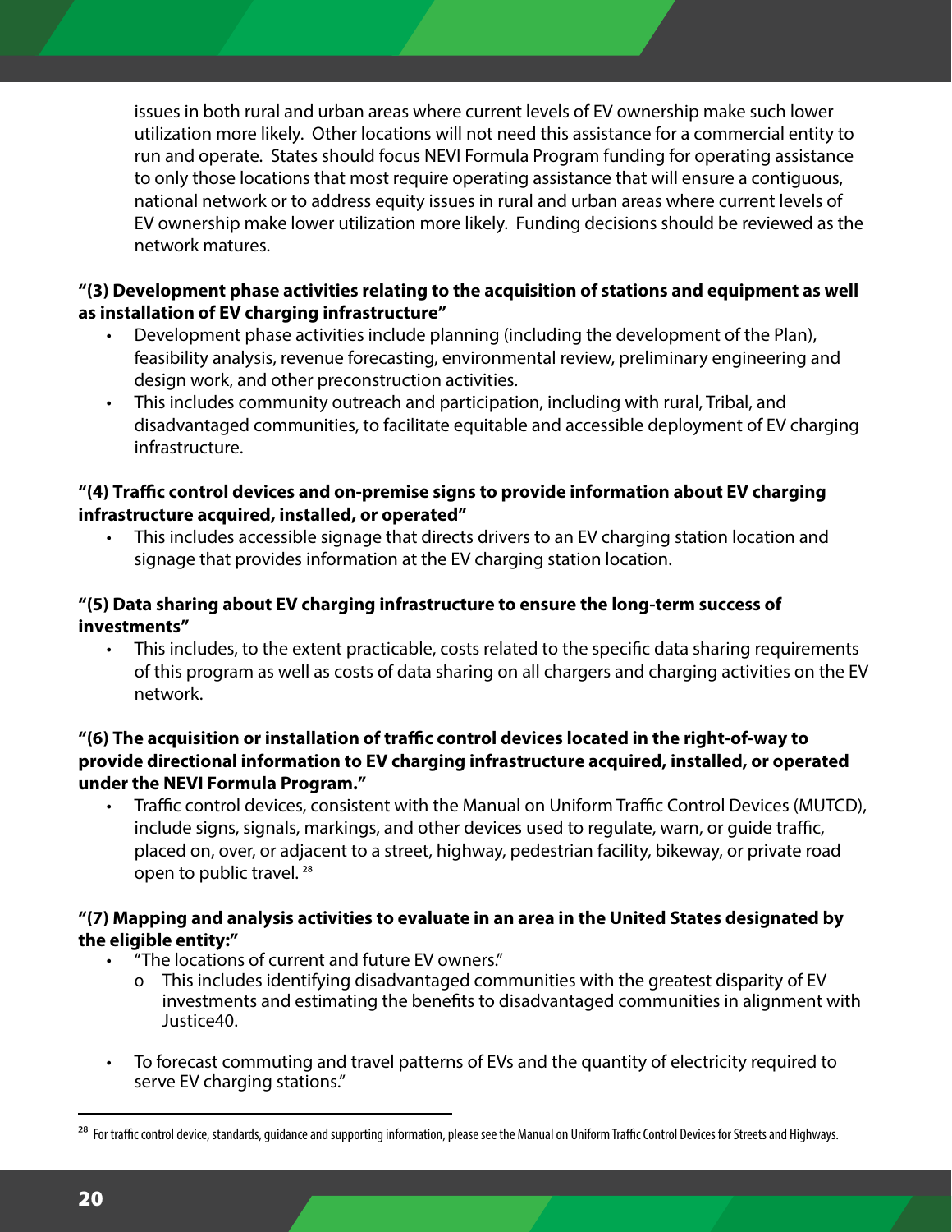issues in both rural and urban areas where current levels of EV ownership make such lower utilization more likely. Other locations will not need this assistance for a commercial entity to run and operate. States should focus NEVI Formula Program funding for operating assistance to only those locations that most require operating assistance that will ensure a contiguous, national network or to address equity issues in rural and urban areas where current levels of EV ownership make lower utilization more likely. Funding decisions should be reviewed as the network matures.

**"(3) Development phase activities relating to the acquisition of stations and equipment as well as installation of EV charging infrastructure"**

- Development phase activities include planning (including the development of the Plan), feasibility analysis, revenue forecasting, environmental review, preliminary engineering and design work, and other preconstruction activities.
- This includes community outreach and participation, including with rural, Tribal, and disadvantaged communities, to facilitate equitable and accessible deployment of EV charging infrastructure.

**"(4) Traffic control devices and on-premise signs to provide information about EV charging infrastructure acquired, installed, or operated"**

- This includes accessible signage that directs drivers to an EV charging station location and signage that provides information at the EV charging station location.

**"(5) Data sharing about EV charging infrastructure to ensure the long-term success of investments"**

- This includes, to the extent practicable, costs related to the specific data sharing requirements of this program as well as costs of data sharing on all chargers and charging activities on the EV network.

**"(6) The acquisition or installation of traffic control devices located in the right-of-way to provide directional information to EV charging infrastructure acquired, installed, or operated under the NEVI Formula Program."**

- Traffic control devices, consistent with the Manual on Uniform Traffic Control Devices (MUTCD), include signs, signals, markings, and other devices used to regulate, warn, or guide traffic, placed on, over, or adjacent to a street, highway, pedestrian facility, bikeway, or private road open to public travel. [28]

**"(7) Mapping and analysis activities to evaluate in an area in the United States designated by the eligible entity:"**

- "The locations of current and future EV owners."
  - This includes identifying disadvantaged communities with the greatest disparity of EV investments and estimating the benefits to disadvantaged communities in alignment with Justice40.
- To forecast commuting and travel patterns of EVs and the quantity of electricity required to serve EV charging stations."

---

[28] For traffic control device, standards, guidance and supporting information, please see the Manual on Uniform Traffic Control Devices for Streets and Highways.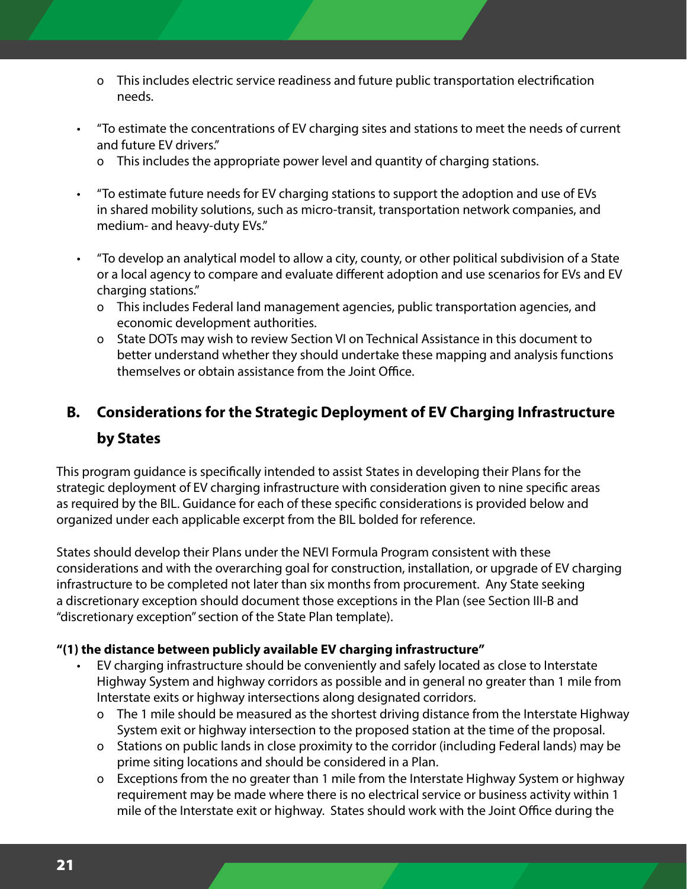- This includes electric service readiness and future public transportation electrification needs.

- "To estimate the concentrations of EV charging sites and stations to meet the needs of current and future EV drivers."
  - This includes the appropriate power level and quantity of charging stations.

- "To estimate future needs for EV charging stations to support the adoption and use of EVs in shared mobility solutions, such as micro-transit, transportation network companies, and medium- and heavy-duty EVs."

- "To develop an analytical model to allow a city, county, or other political subdivision of a State or a local agency to compare and evaluate different adoption and use scenarios for EVs and EV charging stations."
  - This includes Federal land management agencies, public transportation agencies, and economic development authorities.
  - State DOTs may wish to review Section VI on Technical Assistance in this document to better understand whether they should undertake these mapping and analysis functions themselves or obtain assistance from the Joint Office.

## B. Considerations for the Strategic Deployment of EV Charging Infrastructure by States

This program guidance is specifically intended to assist States in developing their Plans for the strategic deployment of EV charging infrastructure with consideration given to nine specific areas as required by the BIL. Guidance for each of these specific considerations is provided below and organized under each applicable excerpt from the BIL bolded for reference.

States should develop their Plans under the NEVI Formula Program consistent with these considerations and with the overarching goal for construction, installation, or upgrade of EV charging infrastructure to be completed not later than six months from procurement. Any State seeking a discretionary exception should document those exceptions in the Plan (see Section III-B and "discretionary exception" section of the State Plan template).

**"(1) the distance between publicly available EV charging infrastructure"**

- EV charging infrastructure should be conveniently and safely located as close to Interstate Highway System and highway corridors as possible and in general no greater than 1 mile from Interstate exits or highway intersections along designated corridors.
  - The 1 mile should be measured as the shortest driving distance from the Interstate Highway System exit or highway intersection to the proposed station at the time of the proposal.
  - Stations on public lands in close proximity to the corridor (including Federal lands) may be prime siting locations and should be considered in a Plan.
  - Exceptions from the no greater than 1 mile from the Interstate Highway System or highway requirement may be made where there is no electrical service or business activity within 1 mile of the Interstate exit or highway. States should work with the Joint Office during the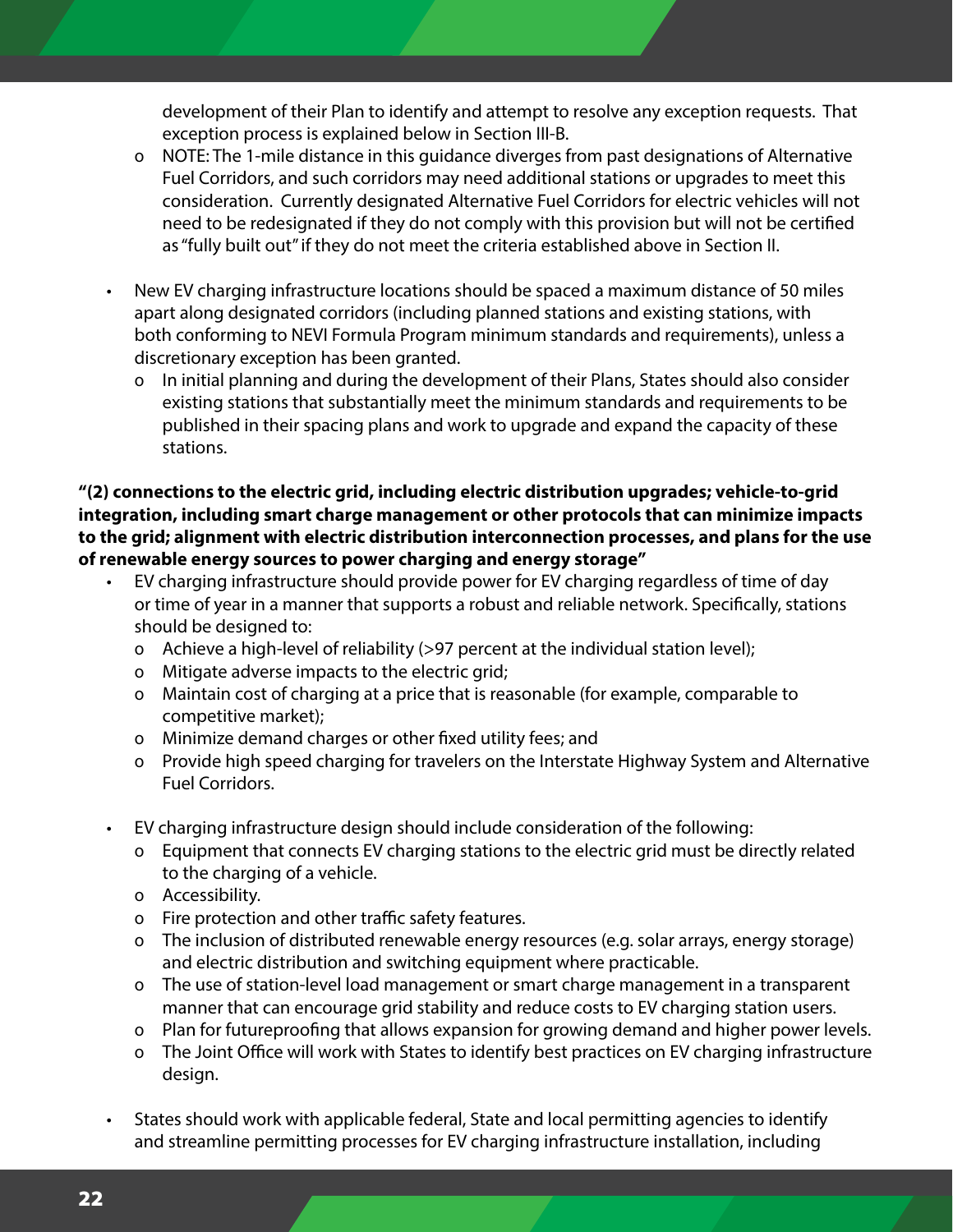development of their Plan to identify and attempt to resolve any exception requests. That exception process is explained below in Section III-B.

- NOTE: The 1-mile distance in this guidance diverges from past designations of Alternative Fuel Corridors, and such corridors may need additional stations or upgrades to meet this consideration. Currently designated Alternative Fuel Corridors for electric vehicles will not need to be redesignated if they do not comply with this provision but will not be certified as "fully built out" if they do not meet the criteria established above in Section II.

- New EV charging infrastructure locations should be spaced a maximum distance of 50 miles apart along designated corridors (including planned stations and existing stations, with both conforming to NEVI Formula Program minimum standards and requirements), unless a discretionary exception has been granted.
  - In initial planning and during the development of their Plans, States should also consider existing stations that substantially meet the minimum standards and requirements to be published in their spacing plans and work to upgrade and expand the capacity of these stations.

**"(2) connections to the electric grid, including electric distribution upgrades; vehicle-to-grid integration, including smart charge management or other protocols that can minimize impacts to the grid; alignment with electric distribution interconnection processes, and plans for the use of renewable energy sources to power charging and energy storage"**

- EV charging infrastructure should provide power for EV charging regardless of time of day or time of year in a manner that supports a robust and reliable network. Specifically, stations should be designed to:
  - Achieve a high-level of reliability (>97 percent at the individual station level);
  - Mitigate adverse impacts to the electric grid;
  - Maintain cost of charging at a price that is reasonable (for example, comparable to competitive market);
  - Minimize demand charges or other fixed utility fees; and
  - Provide high speed charging for travelers on the Interstate Highway System and Alternative Fuel Corridors.

- EV charging infrastructure design should include consideration of the following:
  - Equipment that connects EV charging stations to the electric grid must be directly related to the charging of a vehicle.
  - Accessibility.
  - Fire protection and other traffic safety features.
  - The inclusion of distributed renewable energy resources (e.g. solar arrays, energy storage) and electric distribution and switching equipment where practicable.
  - The use of station-level load management or smart charge management in a transparent manner that can encourage grid stability and reduce costs to EV charging station users.
  - Plan for futureproofing that allows expansion for growing demand and higher power levels.
  - The Joint Office will work with States to identify best practices on EV charging infrastructure design.

- States should work with applicable federal, State and local permitting agencies to identify and streamline permitting processes for EV charging infrastructure installation, including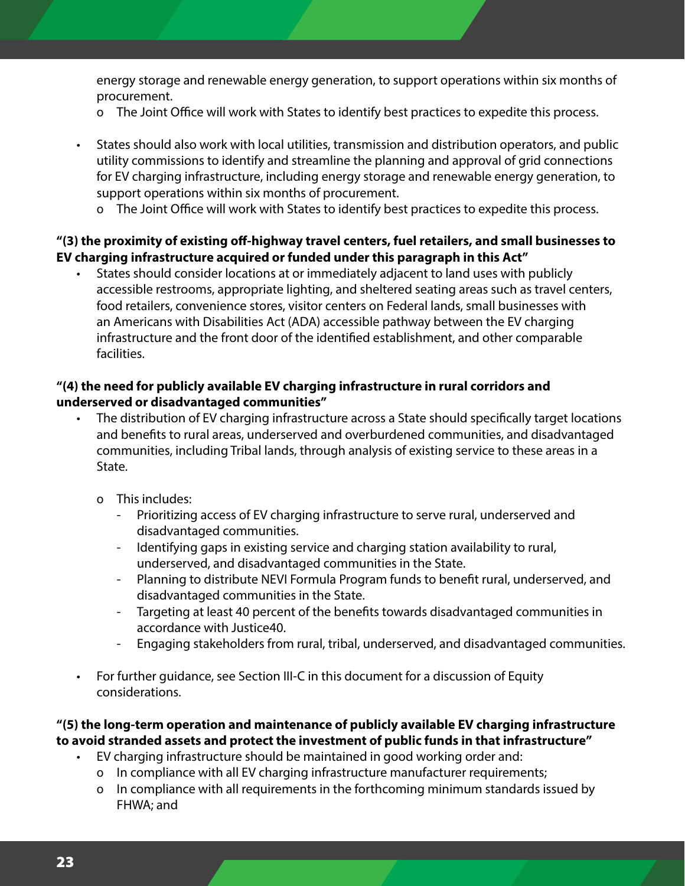energy storage and renewable energy generation, to support operations within six months of procurement.
   - The Joint Office will work with States to identify best practices to expedite this process.

- States should also work with local utilities, transmission and distribution operators, and public utility commissions to identify and streamline the planning and approval of grid connections for EV charging infrastructure, including energy storage and renewable energy generation, to support operations within six months of procurement.
   - The Joint Office will work with States to identify best practices to expedite this process.

**"(3) the proximity of existing off-highway travel centers, fuel retailers, and small businesses to EV charging infrastructure acquired or funded under this paragraph in this Act"**

- States should consider locations at or immediately adjacent to land uses with publicly accessible restrooms, appropriate lighting, and sheltered seating areas such as travel centers, food retailers, convenience stores, visitor centers on Federal lands, small businesses with an Americans with Disabilities Act (ADA) accessible pathway between the EV charging infrastructure and the front door of the identified establishment, and other comparable facilities.

**"(4) the need for publicly available EV charging infrastructure in rural corridors and underserved or disadvantaged communities"**

- The distribution of EV charging infrastructure across a State should specifically target locations and benefits to rural areas, underserved and overburdened communities, and disadvantaged communities, including Tribal lands, through analysis of existing service to these areas in a State.

   - This includes:
      - Prioritizing access of EV charging infrastructure to serve rural, underserved and disadvantaged communities.
      - Identifying gaps in existing service and charging station availability to rural, underserved, and disadvantaged communities in the State.
      - Planning to distribute NEVI Formula Program funds to benefit rural, underserved, and disadvantaged communities in the State.
      - Targeting at least 40 percent of the benefits towards disadvantaged communities in accordance with Justice40.
      - Engaging stakeholders from rural, tribal, underserved, and disadvantaged communities.

- For further guidance, see Section III-C in this document for a discussion of Equity considerations.

**"(5) the long-term operation and maintenance of publicly available EV charging infrastructure to avoid stranded assets and protect the investment of public funds in that infrastructure"**

- EV charging infrastructure should be maintained in good working order and:
   - In compliance with all EV charging infrastructure manufacturer requirements;
   - In compliance with all requirements in the forthcoming minimum standards issued by FHWA; and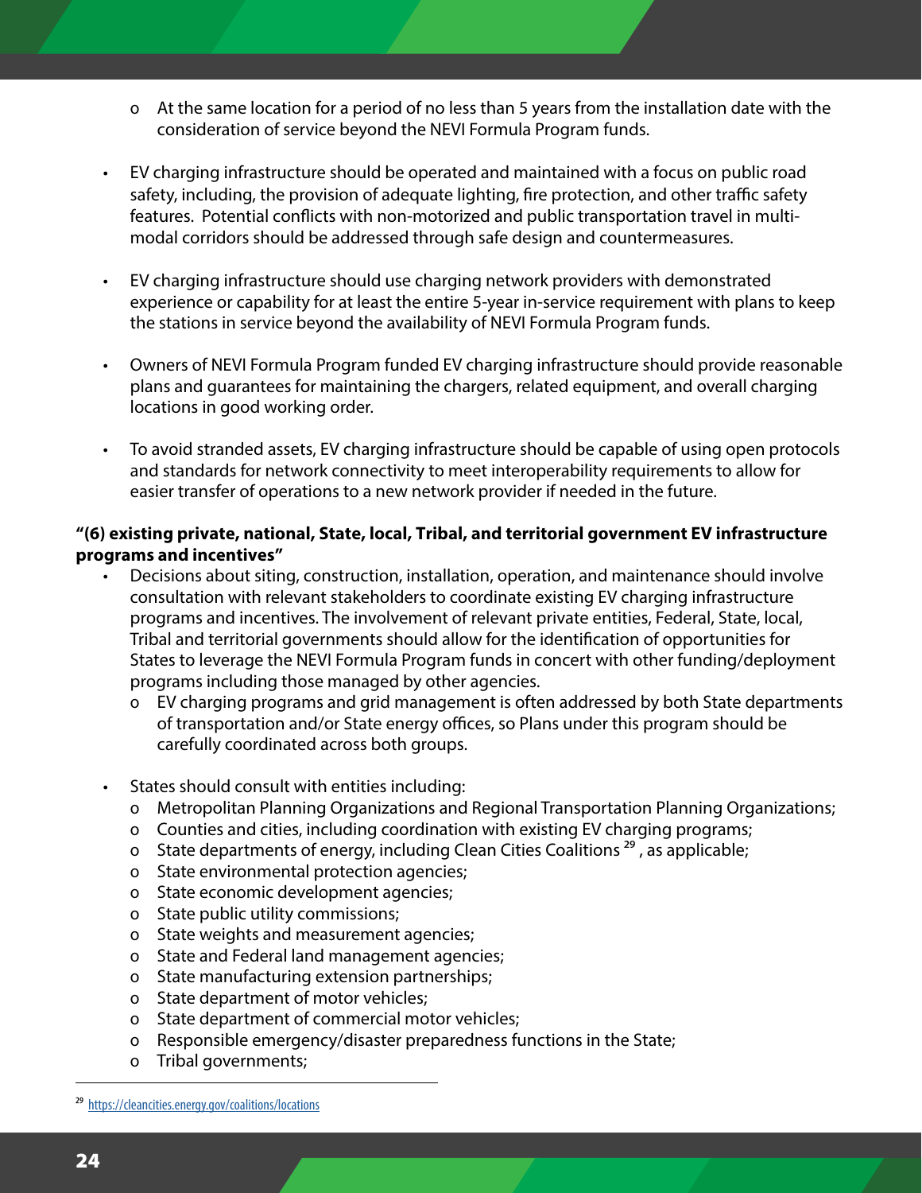- At the same location for a period of no less than 5 years from the installation date with the consideration of service beyond the NEVI Formula Program funds.

- EV charging infrastructure should be operated and maintained with a focus on public road safety, including, the provision of adequate lighting, fire protection, and other traffic safety features. Potential conflicts with non-motorized and public transportation travel in multi-modal corridors should be addressed through safe design and countermeasures.

- EV charging infrastructure should use charging network providers with demonstrated experience or capability for at least the entire 5-year in-service requirement with plans to keep the stations in service beyond the availability of NEVI Formula Program funds.

- Owners of NEVI Formula Program funded EV charging infrastructure should provide reasonable plans and guarantees for maintaining the chargers, related equipment, and overall charging locations in good working order.

- To avoid stranded assets, EV charging infrastructure should be capable of using open protocols and standards for network connectivity to meet interoperability requirements to allow for easier transfer of operations to a new network provider if needed in the future.

**"(6) existing private, national, State, local, Tribal, and territorial government EV infrastructure programs and incentives"**

- Decisions about siting, construction, installation, operation, and maintenance should involve consultation with relevant stakeholders to coordinate existing EV charging infrastructure programs and incentives. The involvement of relevant private entities, Federal, State, local, Tribal and territorial governments should allow for the identification of opportunities for States to leverage the NEVI Formula Program funds in concert with other funding/deployment programs including those managed by other agencies.
  - EV charging programs and grid management is often addressed by both State departments of transportation and/or State energy offices, so Plans under this program should be carefully coordinated across both groups.

- States should consult with entities including:
  - Metropolitan Planning Organizations and Regional Transportation Planning Organizations;
  - Counties and cities, including coordination with existing EV charging programs;
  - State departments of energy, including Clean Cities Coalitions [29], as applicable;
  - State environmental protection agencies;
  - State economic development agencies;
  - State public utility commissions;
  - State weights and measurement agencies;
  - State and Federal land management agencies;
  - State manufacturing extension partnerships;
  - State department of motor vehicles;
  - State department of commercial motor vehicles;
  - Responsible emergency/disaster preparedness functions in the State;
  - Tribal governments;

[29] https://cleancities.energy.gov/coalitions/locations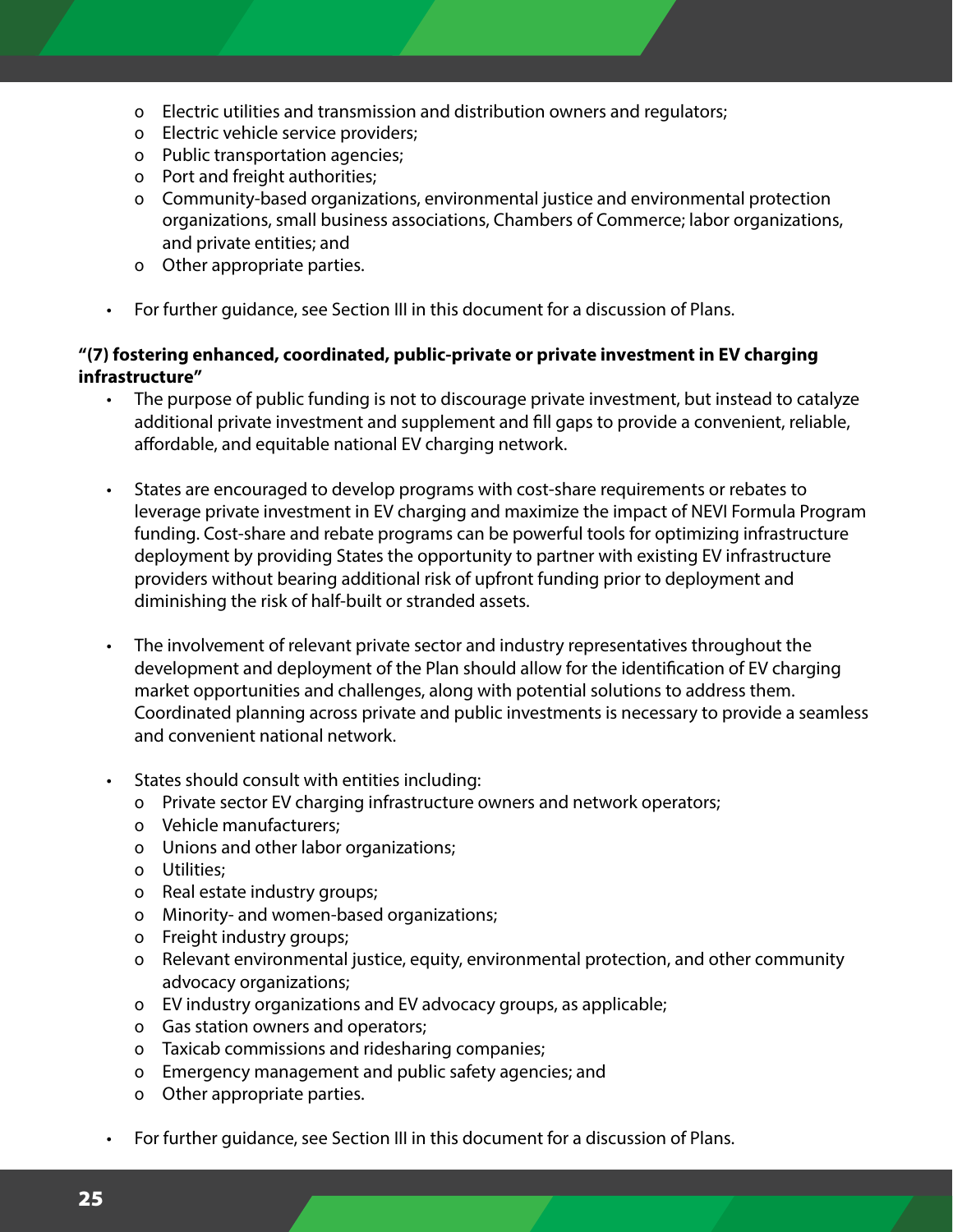- Electric utilities and transmission and distribution owners and regulators;
- Electric vehicle service providers;
- Public transportation agencies;
- Port and freight authorities;
- Community-based organizations, environmental justice and environmental protection organizations, small business associations, Chambers of Commerce; labor organizations, and private entities; and
- Other appropriate parties.

- For further guidance, see Section III in this document for a discussion of Plans.

**"(7) fostering enhanced, coordinated, public-private or private investment in EV charging infrastructure"**

- The purpose of public funding is not to discourage private investment, but instead to catalyze additional private investment and supplement and fill gaps to provide a convenient, reliable, affordable, and equitable national EV charging network.

- States are encouraged to develop programs with cost-share requirements or rebates to leverage private investment in EV charging and maximize the impact of NEVI Formula Program funding. Cost-share and rebate programs can be powerful tools for optimizing infrastructure deployment by providing States the opportunity to partner with existing EV infrastructure providers without bearing additional risk of upfront funding prior to deployment and diminishing the risk of half-built or stranded assets.

- The involvement of relevant private sector and industry representatives throughout the development and deployment of the Plan should allow for the identification of EV charging market opportunities and challenges, along with potential solutions to address them. Coordinated planning across private and public investments is necessary to provide a seamless and convenient national network.

- States should consult with entities including:
  - Private sector EV charging infrastructure owners and network operators;
  - Vehicle manufacturers;
  - Unions and other labor organizations;
  - Utilities;
  - Real estate industry groups;
  - Minority- and women-based organizations;
  - Freight industry groups;
  - Relevant environmental justice, equity, environmental protection, and other community advocacy organizations;
  - EV industry organizations and EV advocacy groups, as applicable;
  - Gas station owners and operators;
  - Taxicab commissions and ridesharing companies;
  - Emergency management and public safety agencies; and
  - Other appropriate parties.

- For further guidance, see Section III in this document for a discussion of Plans.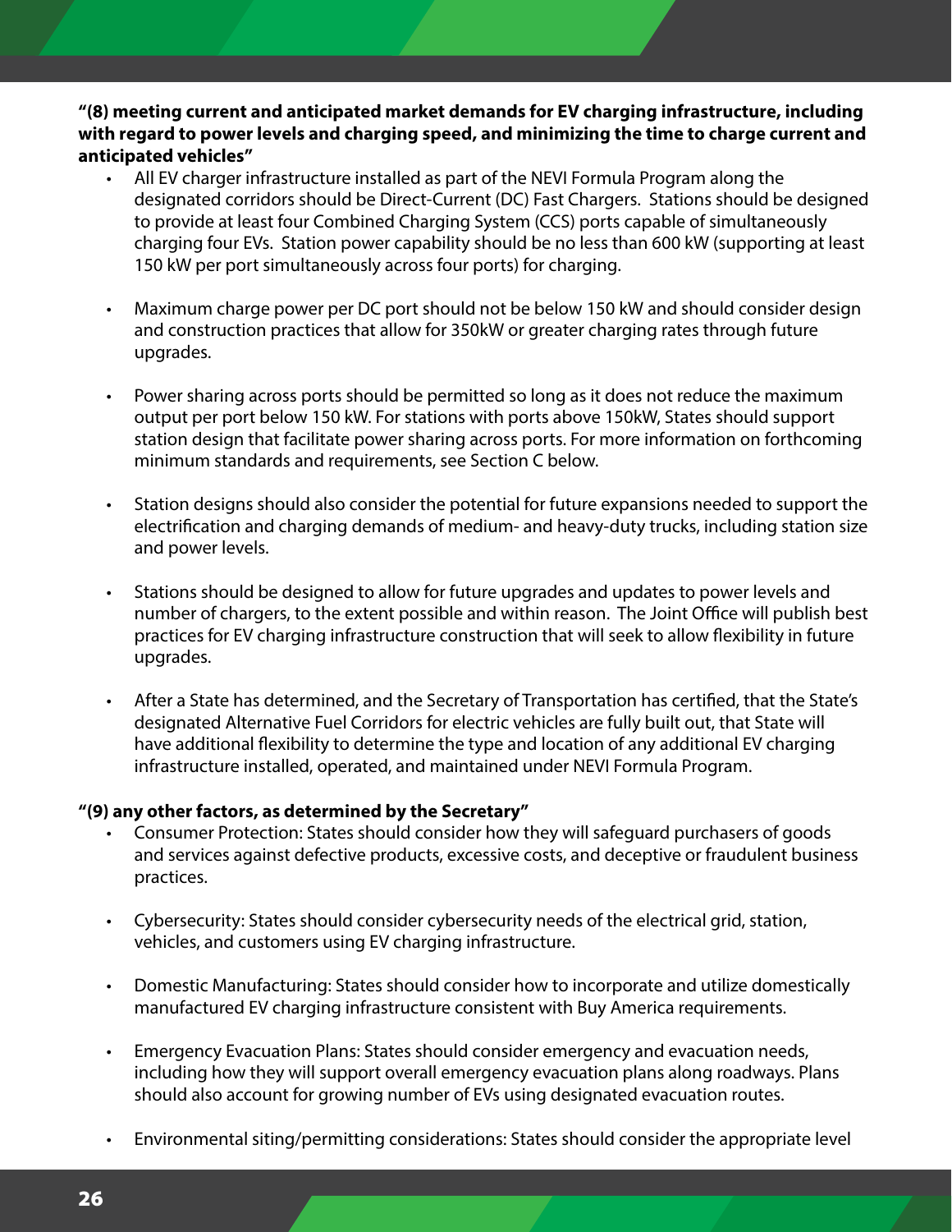**"(8) meeting current and anticipated market demands for EV charging infrastructure, including with regard to power levels and charging speed, and minimizing the time to charge current and anticipated vehicles"**

- All EV charger infrastructure installed as part of the NEVI Formula Program along the designated corridors should be Direct-Current (DC) Fast Chargers. Stations should be designed to provide at least four Combined Charging System (CCS) ports capable of simultaneously charging four EVs. Station power capability should be no less than 600 kW (supporting at least 150 kW per port simultaneously across four ports) for charging.

- Maximum charge power per DC port should not be below 150 kW and should consider design and construction practices that allow for 350kW or greater charging rates through future upgrades.

- Power sharing across ports should be permitted so long as it does not reduce the maximum output per port below 150 kW. For stations with ports above 150kW, States should support station design that facilitate power sharing across ports. For more information on forthcoming minimum standards and requirements, see Section C below.

- Station designs should also consider the potential for future expansions needed to support the electrification and charging demands of medium- and heavy-duty trucks, including station size and power levels.

- Stations should be designed to allow for future upgrades and updates to power levels and number of chargers, to the extent possible and within reason. The Joint Office will publish best practices for EV charging infrastructure construction that will seek to allow flexibility in future upgrades.

- After a State has determined, and the Secretary of Transportation has certified, that the State's designated Alternative Fuel Corridors for electric vehicles are fully built out, that State will have additional flexibility to determine the type and location of any additional EV charging infrastructure installed, operated, and maintained under NEVI Formula Program.

**"(9) any other factors, as determined by the Secretary"**

- Consumer Protection: States should consider how they will safeguard purchasers of goods and services against defective products, excessive costs, and deceptive or fraudulent business practices.

- Cybersecurity: States should consider cybersecurity needs of the electrical grid, station, vehicles, and customers using EV charging infrastructure.

- Domestic Manufacturing: States should consider how to incorporate and utilize domestically manufactured EV charging infrastructure consistent with Buy America requirements.

- Emergency Evacuation Plans: States should consider emergency and evacuation needs, including how they will support overall emergency evacuation plans along roadways. Plans should also account for growing number of EVs using designated evacuation routes.

- Environmental siting/permitting considerations: States should consider the appropriate level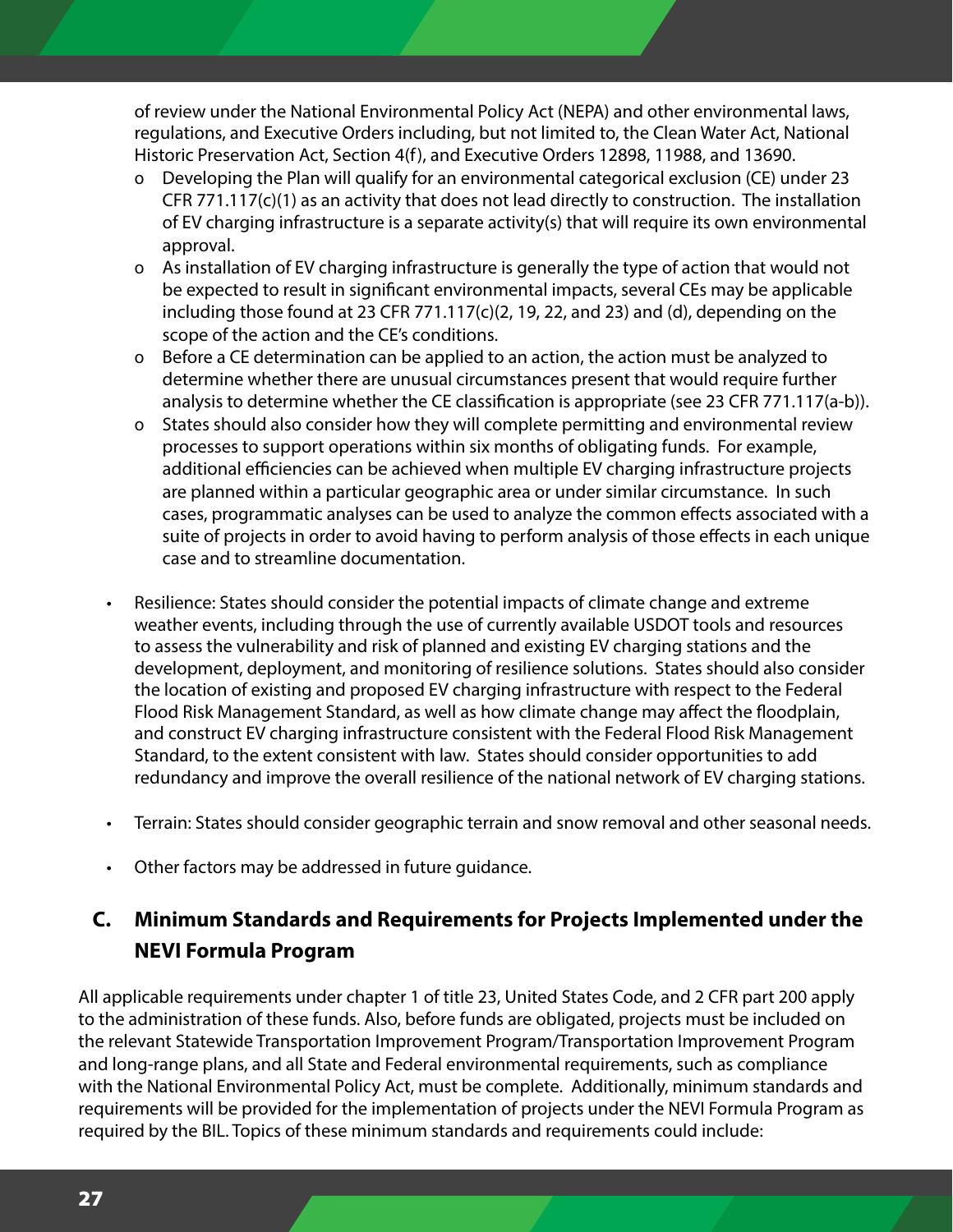of review under the National Environmental Policy Act (NEPA) and other environmental laws, regulations, and Executive Orders including, but not limited to, the Clean Water Act, National Historic Preservation Act, Section 4(f), and Executive Orders 12898, 11988, and 13690.

- Developing the Plan will qualify for an environmental categorical exclusion (CE) under 23 CFR 771.117(c)(1) as an activity that does not lead directly to construction. The installation of EV charging infrastructure is a separate activity(s) that will require its own environmental approval.
- As installation of EV charging infrastructure is generally the type of action that would not be expected to result in significant environmental impacts, several CEs may be applicable including those found at 23 CFR 771.117(c)(2, 19, 22, and 23) and (d), depending on the scope of the action and the CE's conditions.
- Before a CE determination can be applied to an action, the action must be analyzed to determine whether there are unusual circumstances present that would require further analysis to determine whether the CE classification is appropriate (see 23 CFR 771.117(a-b)).
- States should also consider how they will complete permitting and environmental review processes to support operations within six months of obligating funds. For example, additional efficiencies can be achieved when multiple EV charging infrastructure projects are planned within a particular geographic area or under similar circumstance. In such cases, programmatic analyses can be used to analyze the common effects associated with a suite of projects in order to avoid having to perform analysis of those effects in each unique case and to streamline documentation.

- Resilience: States should consider the potential impacts of climate change and extreme weather events, including through the use of currently available USDOT tools and resources to assess the vulnerability and risk of planned and existing EV charging stations and the development, deployment, and monitoring of resilience solutions. States should also consider the location of existing and proposed EV charging infrastructure with respect to the Federal Flood Risk Management Standard, as well as how climate change may affect the floodplain, and construct EV charging infrastructure consistent with the Federal Flood Risk Management Standard, to the extent consistent with law. States should consider opportunities to add redundancy and improve the overall resilience of the national network of EV charging stations.

- Terrain: States should consider geographic terrain and snow removal and other seasonal needs.

- Other factors may be addressed in future guidance.

## C. Minimum Standards and Requirements for Projects Implemented under the NEVI Formula Program

All applicable requirements under chapter 1 of title 23, United States Code, and 2 CFR part 200 apply to the administration of these funds. Also, before funds are obligated, projects must be included on the relevant Statewide Transportation Improvement Program/Transportation Improvement Program and long-range plans, and all State and Federal environmental requirements, such as compliance with the National Environmental Policy Act, must be complete. Additionally, minimum standards and requirements will be provided for the implementation of projects under the NEVI Formula Program as required by the BIL. Topics of these minimum standards and requirements could include: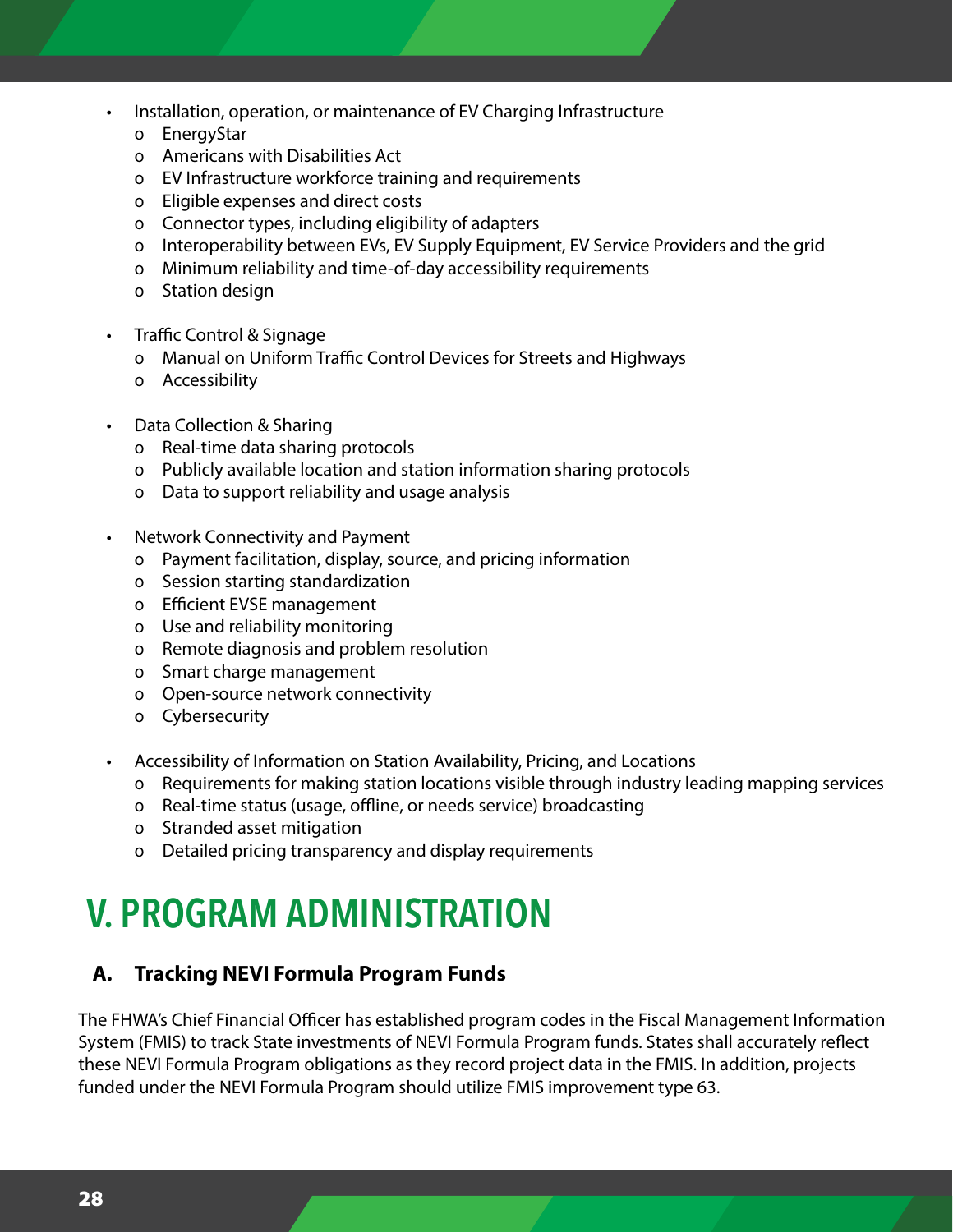- Installation, operation, or maintenance of EV Charging Infrastructure
  - EnergyStar
  - Americans with Disabilities Act
  - EV Infrastructure workforce training and requirements
  - Eligible expenses and direct costs
  - Connector types, including eligibility of adapters
  - Interoperability between EVs, EV Supply Equipment, EV Service Providers and the grid
  - Minimum reliability and time-of-day accessibility requirements
  - Station design

- Traffic Control & Signage
  - Manual on Uniform Traffic Control Devices for Streets and Highways
  - Accessibility

- Data Collection & Sharing
  - Real-time data sharing protocols
  - Publicly available location and station information sharing protocols
  - Data to support reliability and usage analysis

- Network Connectivity and Payment
  - Payment facilitation, display, source, and pricing information
  - Session starting standardization
  - Efficient EVSE management
  - Use and reliability monitoring
  - Remote diagnosis and problem resolution
  - Smart charge management
  - Open-source network connectivity
  - Cybersecurity

- Accessibility of Information on Station Availability, Pricing, and Locations
  - Requirements for making station locations visible through industry leading mapping services
  - Real-time status (usage, offline, or needs service) broadcasting
  - Stranded asset mitigation
  - Detailed pricing transparency and display requirements

# V. PROGRAM ADMINISTRATION

## A. Tracking NEVI Formula Program Funds

The FHWA's Chief Financial Officer has established program codes in the Fiscal Management Information System (FMIS) to track State investments of NEVI Formula Program funds. States shall accurately reflect these NEVI Formula Program obligations as they record project data in the FMIS. In addition, projects funded under the NEVI Formula Program should utilize FMIS improvement type 63.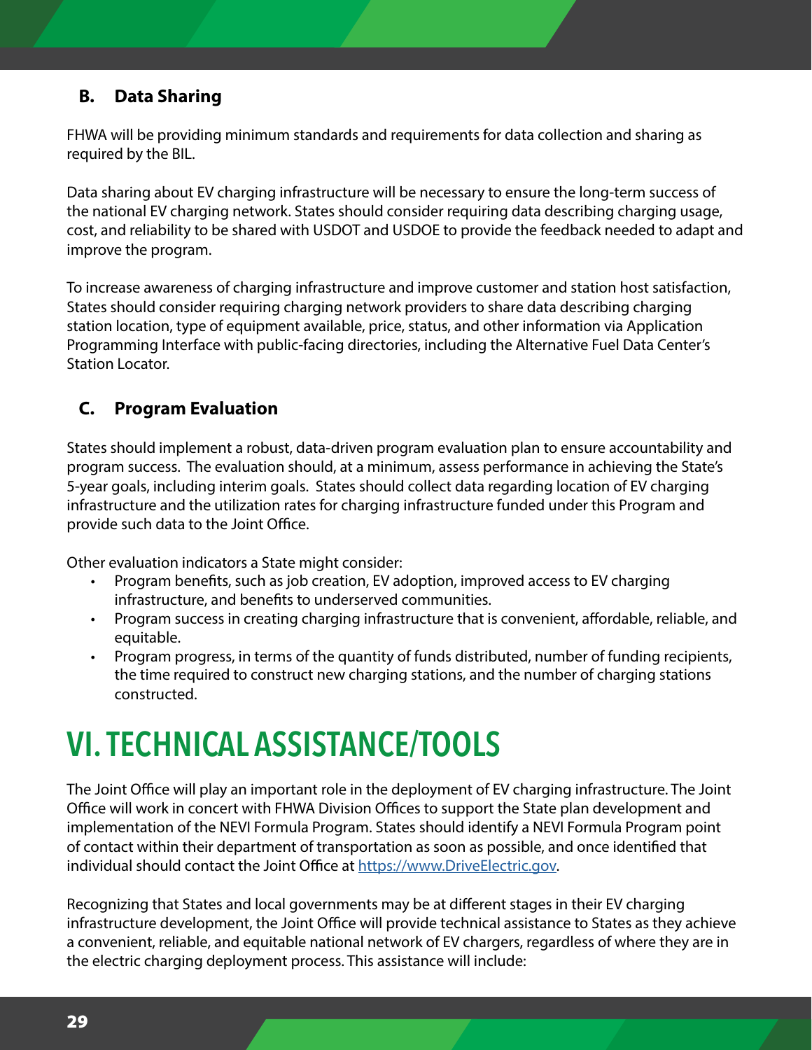### B. Data Sharing

FHWA will be providing minimum standards and requirements for data collection and sharing as required by the BIL.

Data sharing about EV charging infrastructure will be necessary to ensure the long-term success of the national EV charging network. States should consider requiring data describing charging usage, cost, and reliability to be shared with USDOT and USDOE to provide the feedback needed to adapt and improve the program.

To increase awareness of charging infrastructure and improve customer and station host satisfaction, States should consider requiring charging network providers to share data describing charging station location, type of equipment available, price, status, and other information via Application Programming Interface with public-facing directories, including the Alternative Fuel Data Center's Station Locator.

### C. Program Evaluation

States should implement a robust, data-driven program evaluation plan to ensure accountability and program success. The evaluation should, at a minimum, assess performance in achieving the State's 5-year goals, including interim goals. States should collect data regarding location of EV charging infrastructure and the utilization rates for charging infrastructure funded under this Program and provide such data to the Joint Office.

Other evaluation indicators a State might consider:

- Program benefits, such as job creation, EV adoption, improved access to EV charging infrastructure, and benefits to underserved communities.
- Program success in creating charging infrastructure that is convenient, affordable, reliable, and equitable.
- Program progress, in terms of the quantity of funds distributed, number of funding recipients, the time required to construct new charging stations, and the number of charging stations constructed.

# VI. TECHNICAL ASSISTANCE/TOOLS

The Joint Office will play an important role in the deployment of EV charging infrastructure. The Joint Office will work in concert with FHWA Division Offices to support the State plan development and implementation of the NEVI Formula Program. States should identify a NEVI Formula Program point of contact within their department of transportation as soon as possible, and once identified that individual should contact the Joint Office at https://www.DriveElectric.gov.

Recognizing that States and local governments may be at different stages in their EV charging infrastructure development, the Joint Office will provide technical assistance to States as they achieve a convenient, reliable, and equitable national network of EV chargers, regardless of where they are in the electric charging deployment process. This assistance will include: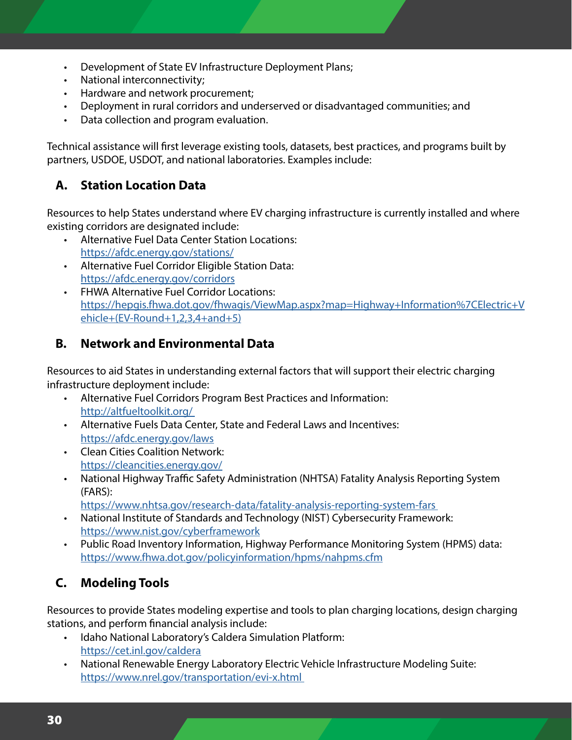- Development of State EV Infrastructure Deployment Plans;
- National interconnectivity;
- Hardware and network procurement;
- Deployment in rural corridors and underserved or disadvantaged communities; and
- Data collection and program evaluation.

Technical assistance will first leverage existing tools, datasets, best practices, and programs built by partners, USDOE, USDOT, and national laboratories. Examples include:

### A. Station Location Data

Resources to help States understand where EV charging infrastructure is currently installed and where existing corridors are designated include:

- Alternative Fuel Data Center Station Locations: https://afdc.energy.gov/stations/
- Alternative Fuel Corridor Eligible Station Data: https://afdc.energy.gov/corridors
- FHWA Alternative Fuel Corridor Locations: https://hepgis.fhwa.dot.gov/fhwagis/ViewMap.aspx?map=Highway+Information%7CElectric+Vehicle+(EV-Round+1,2,3,4+and+5)

### B. Network and Environmental Data

Resources to aid States in understanding external factors that will support their electric charging infrastructure deployment include:

- Alternative Fuel Corridors Program Best Practices and Information: http://altfueltoolkit.org/
- Alternative Fuels Data Center, State and Federal Laws and Incentives: https://afdc.energy.gov/laws
- Clean Cities Coalition Network: https://cleancities.energy.gov/
- National Highway Traffic Safety Administration (NHTSA) Fatality Analysis Reporting System (FARS): https://www.nhtsa.gov/research-data/fatality-analysis-reporting-system-fars
- National Institute of Standards and Technology (NIST) Cybersecurity Framework: https://www.nist.gov/cyberframework
- Public Road Inventory Information, Highway Performance Monitoring System (HPMS) data: https://www.fhwa.dot.gov/policyinformation/hpms/nahpms.cfm

### C. Modeling Tools

Resources to provide States modeling expertise and tools to plan charging locations, design charging stations, and perform financial analysis include:

- Idaho National Laboratory's Caldera Simulation Platform: https://cet.inl.gov/caldera
- National Renewable Energy Laboratory Electric Vehicle Infrastructure Modeling Suite: https://www.nrel.gov/transportation/evi-x.html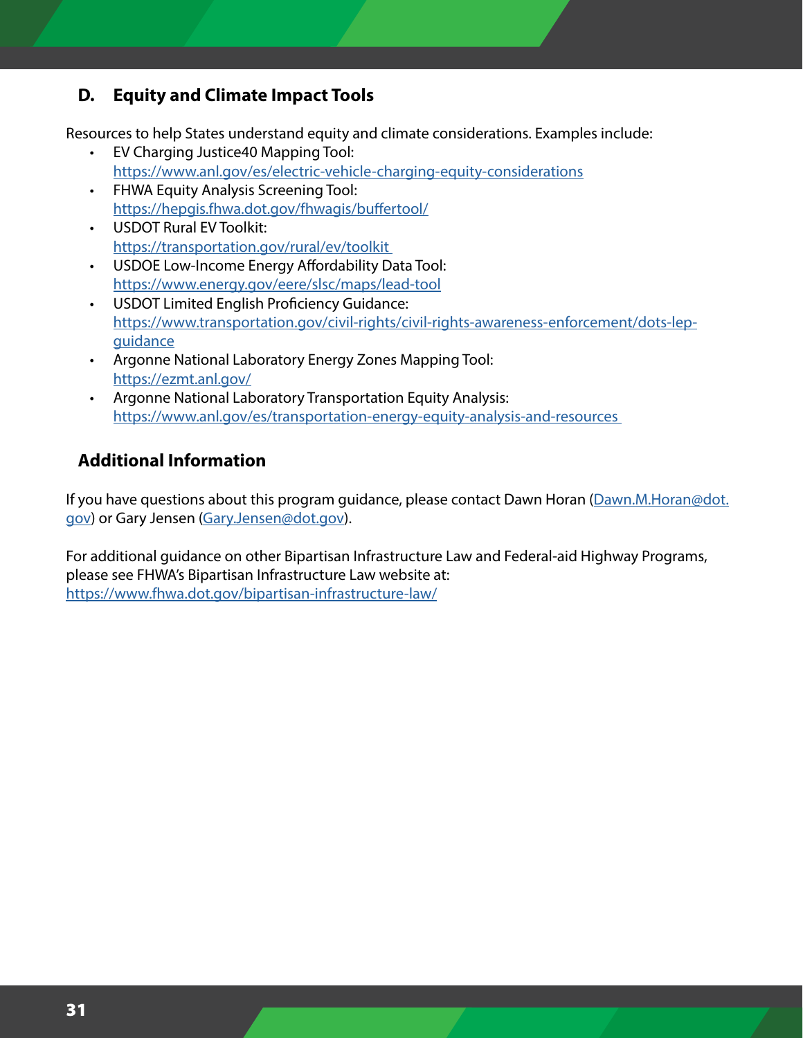## D. Equity and Climate Impact Tools

Resources to help States understand equity and climate considerations. Examples include:

- EV Charging Justice40 Mapping Tool: https://www.anl.gov/es/electric-vehicle-charging-equity-considerations
- FHWA Equity Analysis Screening Tool: https://hepgis.fhwa.dot.gov/fhwagis/buffertool/
- USDOT Rural EV Toolkit: https://transportation.gov/rural/ev/toolkit
- USDOE Low-Income Energy Affordability Data Tool: https://www.energy.gov/eere/slsc/maps/lead-tool
- USDOT Limited English Proficiency Guidance: https://www.transportation.gov/civil-rights/civil-rights-awareness-enforcement/dots-lep-guidance
- Argonne National Laboratory Energy Zones Mapping Tool: https://ezmt.anl.gov/
- Argonne National Laboratory Transportation Equity Analysis: https://www.anl.gov/es/transportation-energy-equity-analysis-and-resources

## Additional Information

If you have questions about this program guidance, please contact Dawn Horan (Dawn.M.Horan@dot.gov) or Gary Jensen (Gary.Jensen@dot.gov).

For additional guidance on other Bipartisan Infrastructure Law and Federal-aid Highway Programs, please see FHWA's Bipartisan Infrastructure Law website at: https://www.fhwa.dot.gov/bipartisan-infrastructure-law/